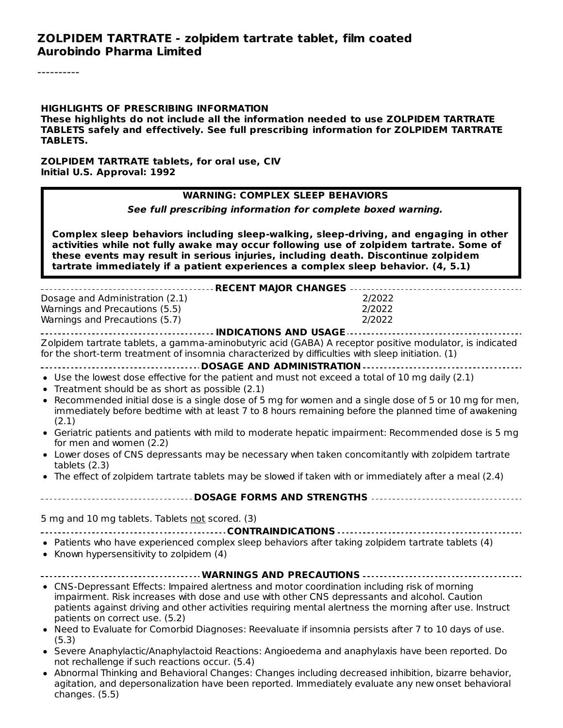# ZOLPIDEM TARTRATE - zolpidem tartrate tablet, film coated

**Aurobindo Pharma Limited**

----------

**HIGHLIGHTS OF PRESCRIBING INFORMATION**

**These highlights do not include all the information needed to use ZOLPIDEM TARTRATE TABLETS safely and effectively. See full prescribing information for ZOLPIDEM TARTRATE TABLETS.**

**ZOLPIDEM TARTRATE tablets, for oral use, CIV**
**Initial U.S. Approval: 1992**

> **WARNING: COMPLEX SLEEP BEHAVIORS**
>
> ***See full prescribing information for complete boxed warning.***
>
> **Complex sleep behaviors including sleep-walking, sleep-driving, and engaging in other activities while not fully awake may occur following use of zolpidem tartrate. Some of these events may result in serious injuries, including death. Discontinue zolpidem tartrate immediately if a patient experiences a complex sleep behavior. (4, 5.1)**

## RECENT MAJOR CHANGES

| | |
|---|---|
| Dosage and Administration (2.1) | 2/2022 |
| Warnings and Precautions (5.5) | 2/2022 |
| Warnings and Precautions (5.7) | 2/2022 |

## INDICATIONS AND USAGE

Zolpidem tartrate tablets, a gamma-aminobutyric acid (GABA) A receptor positive modulator, is indicated for the short-term treatment of insomnia characterized by difficulties with sleep initiation. (1)

## DOSAGE AND ADMINISTRATION

- Use the lowest dose effective for the patient and must not exceed a total of 10 mg daily (2.1)
- Treatment should be as short as possible (2.1)
- Recommended initial dose is a single dose of 5 mg for women and a single dose of 5 or 10 mg for men, immediately before bedtime with at least 7 to 8 hours remaining before the planned time of awakening (2.1)
- Geriatric patients and patients with mild to moderate hepatic impairment: Recommended dose is 5 mg for men and women (2.2)
- Lower doses of CNS depressants may be necessary when taken concomitantly with zolpidem tartrate tablets (2.3)
- The effect of zolpidem tartrate tablets may be slowed if taken with or immediately after a meal (2.4)

## DOSAGE FORMS AND STRENGTHS

5 mg and 10 mg tablets. Tablets not scored. (3)

## CONTRAINDICATIONS

- Patients who have experienced complex sleep behaviors after taking zolpidem tartrate tablets (4)
- Known hypersensitivity to zolpidem (4)

## WARNINGS AND PRECAUTIONS

- CNS-Depressant Effects: Impaired alertness and motor coordination including risk of morning impairment. Risk increases with dose and use with other CNS depressants and alcohol. Caution patients against driving and other activities requiring mental alertness the morning after use. Instruct patients on correct use. (5.2)
- Need to Evaluate for Comorbid Diagnoses: Reevaluate if insomnia persists after 7 to 10 days of use. (5.3)
- Severe Anaphylactic/Anaphylactoid Reactions: Angioedema and anaphylaxis have been reported. Do not rechallenge if such reactions occur. (5.4)
- Abnormal Thinking and Behavioral Changes: Changes including decreased inhibition, bizarre behavior, agitation, and depersonalization have been reported. Immediately evaluate any new onset behavioral changes. (5.5)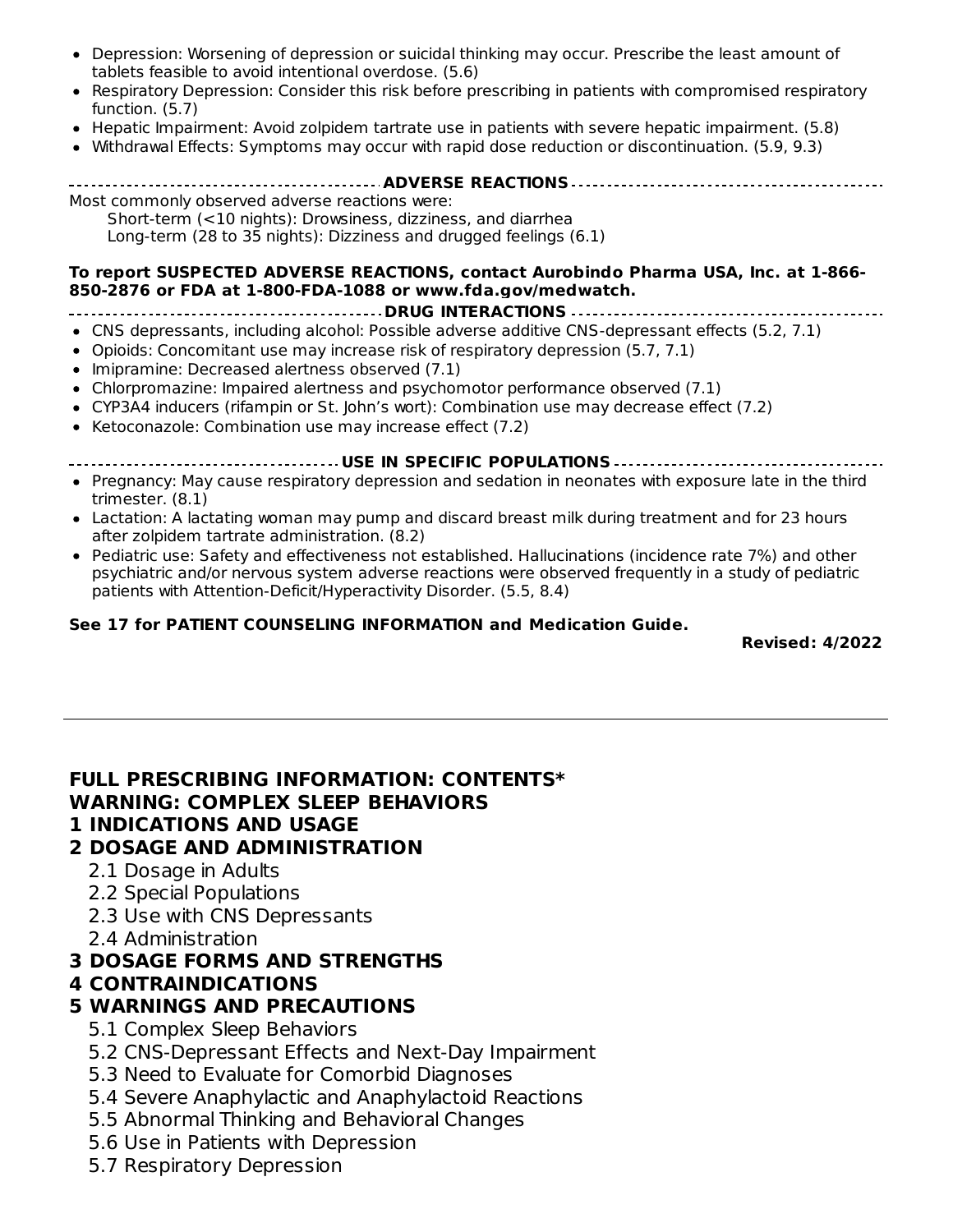- Depression: Worsening of depression or suicidal thinking may occur. Prescribe the least amount of tablets feasible to avoid intentional overdose. (5.6)
- Respiratory Depression: Consider this risk before prescribing in patients with compromised respiratory function. (5.7)
- Hepatic Impairment: Avoid zolpidem tartrate use in patients with severe hepatic impairment. (5.8)
- Withdrawal Effects: Symptoms may occur with rapid dose reduction or discontinuation. (5.9, 9.3)

**ADVERSE REACTIONS**

Most commonly observed adverse reactions were:

Short-term (<10 nights): Drowsiness, dizziness, and diarrhea

Long-term (28 to 35 nights): Dizziness and drugged feelings (6.1)

**To report SUSPECTED ADVERSE REACTIONS, contact Aurobindo Pharma USA, Inc. at 1-866-850-2876 or FDA at 1-800-FDA-1088 or www.fda.gov/medwatch.**

**DRUG INTERACTIONS**

- CNS depressants, including alcohol: Possible adverse additive CNS-depressant effects (5.2, 7.1)
- Opioids: Concomitant use may increase risk of respiratory depression (5.7, 7.1)
- Imipramine: Decreased alertness observed (7.1)
- Chlorpromazine: Impaired alertness and psychomotor performance observed (7.1)
- CYP3A4 inducers (rifampin or St. John's wort): Combination use may decrease effect (7.2)
- Ketoconazole: Combination use may increase effect (7.2)

**USE IN SPECIFIC POPULATIONS**

- Pregnancy: May cause respiratory depression and sedation in neonates with exposure late in the third trimester. (8.1)
- Lactation: A lactating woman may pump and discard breast milk during treatment and for 23 hours after zolpidem tartrate administration. (8.2)
- Pediatric use: Safety and effectiveness not established. Hallucinations (incidence rate 7%) and other psychiatric and/or nervous system adverse reactions were observed frequently in a study of pediatric patients with Attention-Deficit/Hyperactivity Disorder. (5.5, 8.4)

**See 17 for PATIENT COUNSELING INFORMATION and Medication Guide.**

**Revised: 4/2022**

---

## FULL PRESCRIBING INFORMATION: CONTENTS*

**WARNING: COMPLEX SLEEP BEHAVIORS**

**1 INDICATIONS AND USAGE**

**2 DOSAGE AND ADMINISTRATION**

- 2.1 Dosage in Adults
- 2.2 Special Populations
- 2.3 Use with CNS Depressants
- 2.4 Administration

**3 DOSAGE FORMS AND STRENGTHS**

**4 CONTRAINDICATIONS**

**5 WARNINGS AND PRECAUTIONS**

- 5.1 Complex Sleep Behaviors
- 5.2 CNS-Depressant Effects and Next-Day Impairment
- 5.3 Need to Evaluate for Comorbid Diagnoses
- 5.4 Severe Anaphylactic and Anaphylactoid Reactions
- 5.5 Abnormal Thinking and Behavioral Changes
- 5.6 Use in Patients with Depression
- 5.7 Respiratory Depression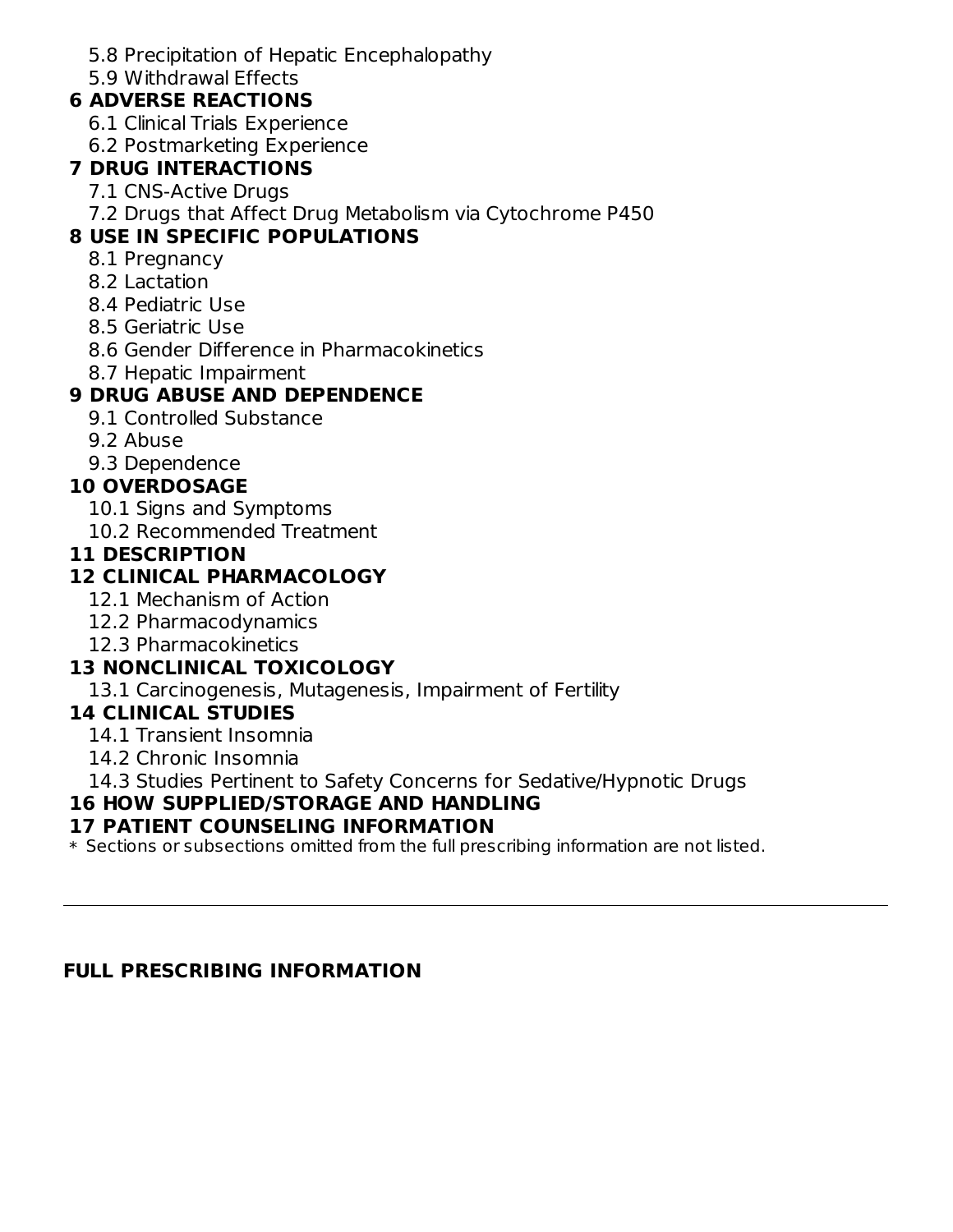5.8 Precipitation of Hepatic Encephalopathy
5.9 Withdrawal Effects

**6 ADVERSE REACTIONS**
6.1 Clinical Trials Experience
6.2 Postmarketing Experience

**7 DRUG INTERACTIONS**
7.1 CNS-Active Drugs
7.2 Drugs that Affect Drug Metabolism via Cytochrome P450

**8 USE IN SPECIFIC POPULATIONS**
8.1 Pregnancy
8.2 Lactation
8.4 Pediatric Use
8.5 Geriatric Use
8.6 Gender Difference in Pharmacokinetics
8.7 Hepatic Impairment

**9 DRUG ABUSE AND DEPENDENCE**
9.1 Controlled Substance
9.2 Abuse
9.3 Dependence

**10 OVERDOSAGE**
10.1 Signs and Symptoms
10.2 Recommended Treatment

**11 DESCRIPTION**

**12 CLINICAL PHARMACOLOGY**
12.1 Mechanism of Action
12.2 Pharmacodynamics
12.3 Pharmacokinetics

**13 NONCLINICAL TOXICOLOGY**
13.1 Carcinogenesis, Mutagenesis, Impairment of Fertility

**14 CLINICAL STUDIES**
14.1 Transient Insomnia
14.2 Chronic Insomnia
14.3 Studies Pertinent to Safety Concerns for Sedative/Hypnotic Drugs

**16 HOW SUPPLIED/STORAGE AND HANDLING**

**17 PATIENT COUNSELING INFORMATION**

\* Sections or subsections omitted from the full prescribing information are not listed.

---

## FULL PRESCRIBING INFORMATION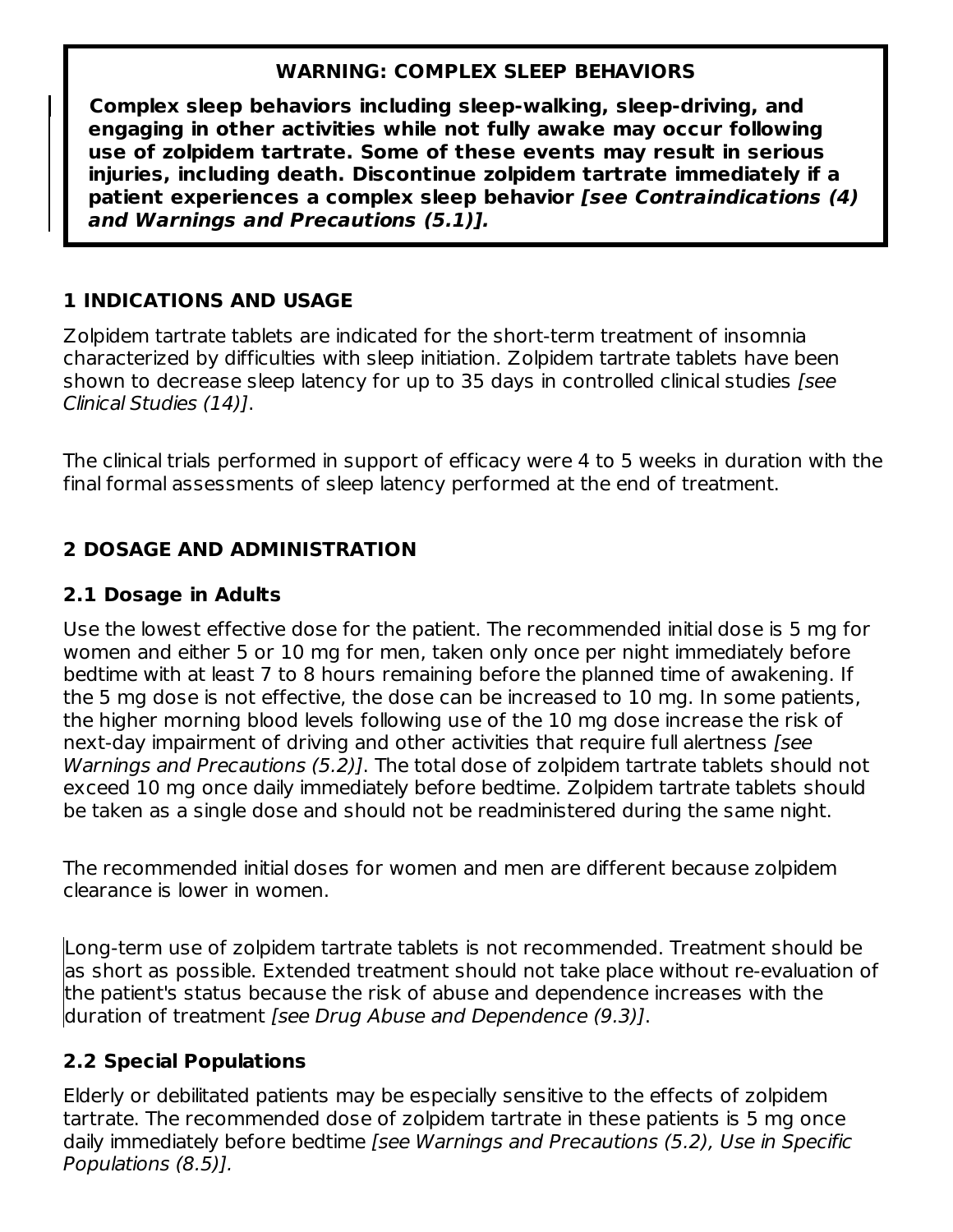**WARNING: COMPLEX SLEEP BEHAVIORS**

**Complex sleep behaviors including sleep-walking, sleep-driving, and engaging in other activities while not fully awake may occur following use of zolpidem tartrate. Some of these events may result in serious injuries, including death. Discontinue zolpidem tartrate immediately if a patient experiences a complex sleep behavior *[see Contraindications (4) and Warnings and Precautions (5.1)].***

## 1 INDICATIONS AND USAGE

Zolpidem tartrate tablets are indicated for the short-term treatment of insomnia characterized by difficulties with sleep initiation. Zolpidem tartrate tablets have been shown to decrease sleep latency for up to 35 days in controlled clinical studies *[see Clinical Studies (14)]*.

The clinical trials performed in support of efficacy were 4 to 5 weeks in duration with the final formal assessments of sleep latency performed at the end of treatment.

## 2 DOSAGE AND ADMINISTRATION

### 2.1 Dosage in Adults

Use the lowest effective dose for the patient. The recommended initial dose is 5 mg for women and either 5 or 10 mg for men, taken only once per night immediately before bedtime with at least 7 to 8 hours remaining before the planned time of awakening. If the 5 mg dose is not effective, the dose can be increased to 10 mg. In some patients, the higher morning blood levels following use of the 10 mg dose increase the risk of next-day impairment of driving and other activities that require full alertness *[see Warnings and Precautions (5.2)]*. The total dose of zolpidem tartrate tablets should not exceed 10 mg once daily immediately before bedtime. Zolpidem tartrate tablets should be taken as a single dose and should not be readministered during the same night.

The recommended initial doses for women and men are different because zolpidem clearance is lower in women.

Long-term use of zolpidem tartrate tablets is not recommended. Treatment should be as short as possible. Extended treatment should not take place without re-evaluation of the patient's status because the risk of abuse and dependence increases with the duration of treatment *[see Drug Abuse and Dependence (9.3)]*.

### 2.2 Special Populations

Elderly or debilitated patients may be especially sensitive to the effects of zolpidem tartrate. The recommended dose of zolpidem tartrate in these patients is 5 mg once daily immediately before bedtime *[see Warnings and Precautions (5.2), Use in Specific Populations (8.5)].*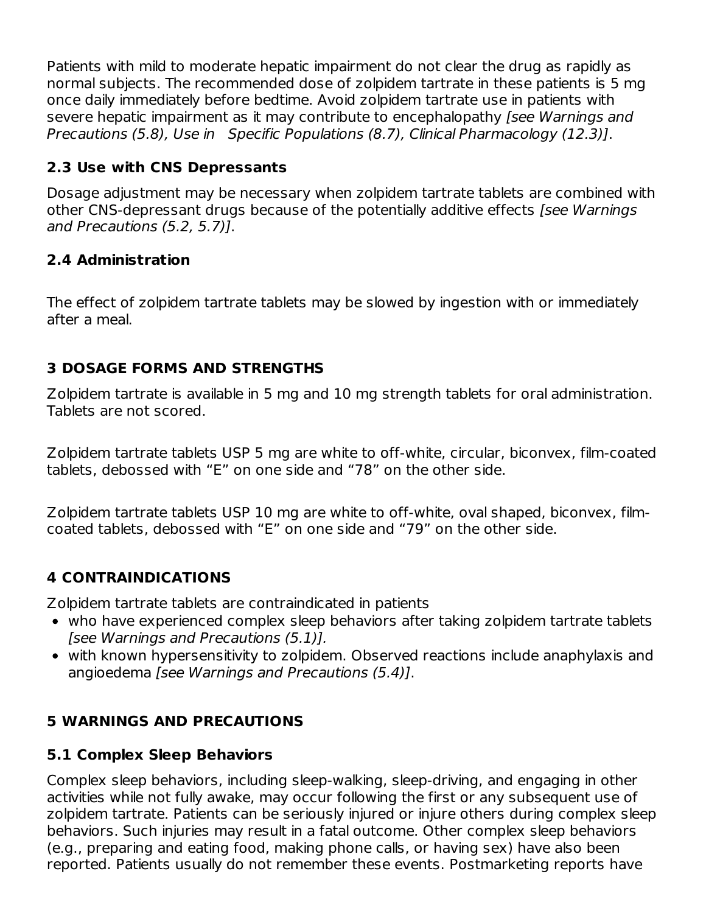Patients with mild to moderate hepatic impairment do not clear the drug as rapidly as normal subjects. The recommended dose of zolpidem tartrate in these patients is 5 mg once daily immediately before bedtime. Avoid zolpidem tartrate use in patients with severe hepatic impairment as it may contribute to encephalopathy *[see Warnings and Precautions (5.8), Use in Specific Populations (8.7), Clinical Pharmacology (12.3)]*.

### 2.3 Use with CNS Depressants

Dosage adjustment may be necessary when zolpidem tartrate tablets are combined with other CNS-depressant drugs because of the potentially additive effects *[see Warnings and Precautions (5.2, 5.7)]*.

### 2.4 Administration

The effect of zolpidem tartrate tablets may be slowed by ingestion with or immediately after a meal.

## 3 DOSAGE FORMS AND STRENGTHS

Zolpidem tartrate is available in 5 mg and 10 mg strength tablets for oral administration. Tablets are not scored.

Zolpidem tartrate tablets USP 5 mg are white to off-white, circular, biconvex, film-coated tablets, debossed with “E” on one side and “78” on the other side.

Zolpidem tartrate tablets USP 10 mg are white to off-white, oval shaped, biconvex, film-coated tablets, debossed with “E” on one side and “79” on the other side.

## 4 CONTRAINDICATIONS

Zolpidem tartrate tablets are contraindicated in patients

- who have experienced complex sleep behaviors after taking zolpidem tartrate tablets *[see Warnings and Precautions (5.1)].*
- with known hypersensitivity to zolpidem. Observed reactions include anaphylaxis and angioedema *[see Warnings and Precautions (5.4)]*.

## 5 WARNINGS AND PRECAUTIONS

### 5.1 Complex Sleep Behaviors

Complex sleep behaviors, including sleep-walking, sleep-driving, and engaging in other activities while not fully awake, may occur following the first or any subsequent use of zolpidem tartrate. Patients can be seriously injured or injure others during complex sleep behaviors. Such injuries may result in a fatal outcome. Other complex sleep behaviors (e.g., preparing and eating food, making phone calls, or having sex) have also been reported. Patients usually do not remember these events. Postmarketing reports have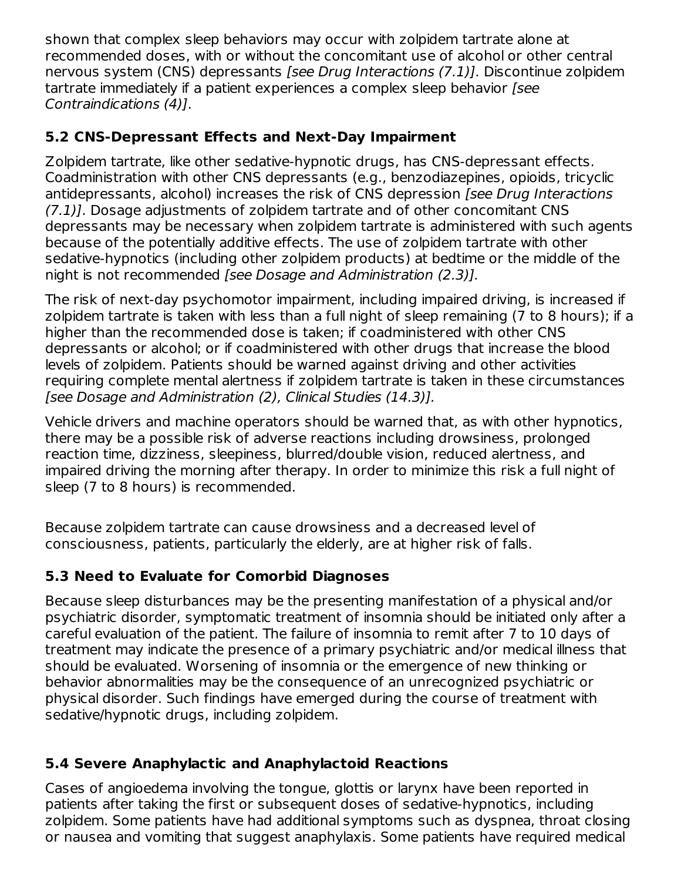shown that complex sleep behaviors may occur with zolpidem tartrate alone at recommended doses, with or without the concomitant use of alcohol or other central nervous system (CNS) depressants *[see Drug Interactions (7.1)]*. Discontinue zolpidem tartrate immediately if a patient experiences a complex sleep behavior *[see Contraindications (4)]*.

### 5.2 CNS-Depressant Effects and Next-Day Impairment

Zolpidem tartrate, like other sedative-hypnotic drugs, has CNS-depressant effects. Coadministration with other CNS depressants (e.g., benzodiazepines, opioids, tricyclic antidepressants, alcohol) increases the risk of CNS depression *[see Drug Interactions (7.1)]*. Dosage adjustments of zolpidem tartrate and of other concomitant CNS depressants may be necessary when zolpidem tartrate is administered with such agents because of the potentially additive effects. The use of zolpidem tartrate with other sedative-hypnotics (including other zolpidem products) at bedtime or the middle of the night is not recommended *[see Dosage and Administration (2.3)].*

The risk of next-day psychomotor impairment, including impaired driving, is increased if zolpidem tartrate is taken with less than a full night of sleep remaining (7 to 8 hours); if a higher than the recommended dose is taken; if coadministered with other CNS depressants or alcohol; or if coadministered with other drugs that increase the blood levels of zolpidem. Patients should be warned against driving and other activities requiring complete mental alertness if zolpidem tartrate is taken in these circumstances *[see Dosage and Administration (2), Clinical Studies (14.3)].*

Vehicle drivers and machine operators should be warned that, as with other hypnotics, there may be a possible risk of adverse reactions including drowsiness, prolonged reaction time, dizziness, sleepiness, blurred/double vision, reduced alertness, and impaired driving the morning after therapy. In order to minimize this risk a full night of sleep (7 to 8 hours) is recommended.

Because zolpidem tartrate can cause drowsiness and a decreased level of consciousness, patients, particularly the elderly, are at higher risk of falls.

### 5.3 Need to Evaluate for Comorbid Diagnoses

Because sleep disturbances may be the presenting manifestation of a physical and/or psychiatric disorder, symptomatic treatment of insomnia should be initiated only after a careful evaluation of the patient. The failure of insomnia to remit after 7 to 10 days of treatment may indicate the presence of a primary psychiatric and/or medical illness that should be evaluated. Worsening of insomnia or the emergence of new thinking or behavior abnormalities may be the consequence of an unrecognized psychiatric or physical disorder. Such findings have emerged during the course of treatment with sedative/hypnotic drugs, including zolpidem.

### 5.4 Severe Anaphylactic and Anaphylactoid Reactions

Cases of angioedema involving the tongue, glottis or larynx have been reported in patients after taking the first or subsequent doses of sedative-hypnotics, including zolpidem. Some patients have had additional symptoms such as dyspnea, throat closing or nausea and vomiting that suggest anaphylaxis. Some patients have required medical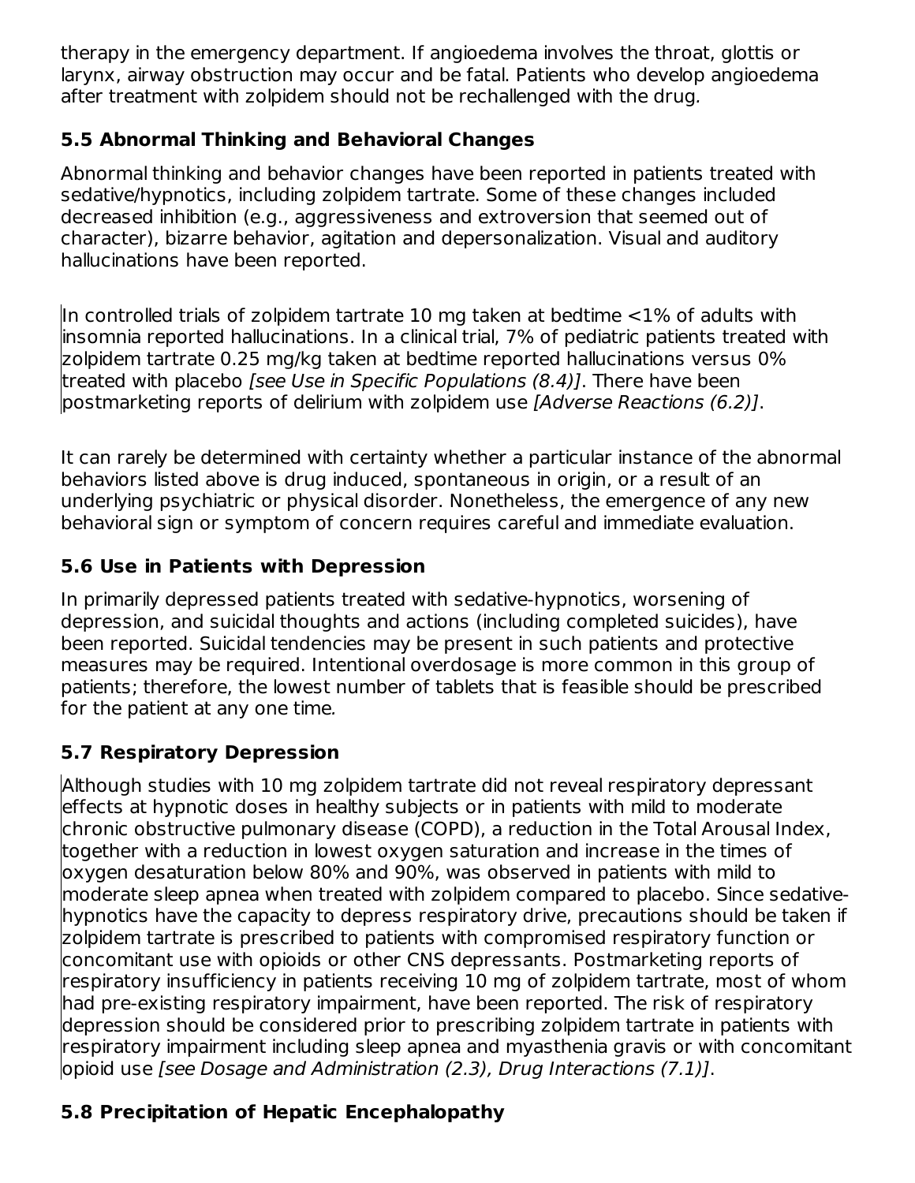therapy in the emergency department. If angioedema involves the throat, glottis or larynx, airway obstruction may occur and be fatal. Patients who develop angioedema after treatment with zolpidem should not be rechallenged with the drug.

### 5.5 Abnormal Thinking and Behavioral Changes

Abnormal thinking and behavior changes have been reported in patients treated with sedative/hypnotics, including zolpidem tartrate. Some of these changes included decreased inhibition (e.g., aggressiveness and extroversion that seemed out of character), bizarre behavior, agitation and depersonalization. Visual and auditory hallucinations have been reported.

In controlled trials of zolpidem tartrate 10 mg taken at bedtime <1% of adults with insomnia reported hallucinations. In a clinical trial, 7% of pediatric patients treated with zolpidem tartrate 0.25 mg/kg taken at bedtime reported hallucinations versus 0% treated with placebo *[see Use in Specific Populations (8.4)]*. There have been postmarketing reports of delirium with zolpidem use *[Adverse Reactions (6.2)]*.

It can rarely be determined with certainty whether a particular instance of the abnormal behaviors listed above is drug induced, spontaneous in origin, or a result of an underlying psychiatric or physical disorder. Nonetheless, the emergence of any new behavioral sign or symptom of concern requires careful and immediate evaluation.

### 5.6 Use in Patients with Depression

In primarily depressed patients treated with sedative-hypnotics, worsening of depression, and suicidal thoughts and actions (including completed suicides), have been reported. Suicidal tendencies may be present in such patients and protective measures may be required. Intentional overdosage is more common in this group of patients; therefore, the lowest number of tablets that is feasible should be prescribed for the patient at any one time.

### 5.7 Respiratory Depression

Although studies with 10 mg zolpidem tartrate did not reveal respiratory depressant effects at hypnotic doses in healthy subjects or in patients with mild to moderate chronic obstructive pulmonary disease (COPD), a reduction in the Total Arousal Index, together with a reduction in lowest oxygen saturation and increase in the times of oxygen desaturation below 80% and 90%, was observed in patients with mild to moderate sleep apnea when treated with zolpidem compared to placebo. Since sedative-hypnotics have the capacity to depress respiratory drive, precautions should be taken if zolpidem tartrate is prescribed to patients with compromised respiratory function or concomitant use with opioids or other CNS depressants. Postmarketing reports of respiratory insufficiency in patients receiving 10 mg of zolpidem tartrate, most of whom had pre-existing respiratory impairment, have been reported. The risk of respiratory depression should be considered prior to prescribing zolpidem tartrate in patients with respiratory impairment including sleep apnea and myasthenia gravis or with concomitant opioid use *[see Dosage and Administration (2.3), Drug Interactions (7.1)]*.

### 5.8 Precipitation of Hepatic Encephalopathy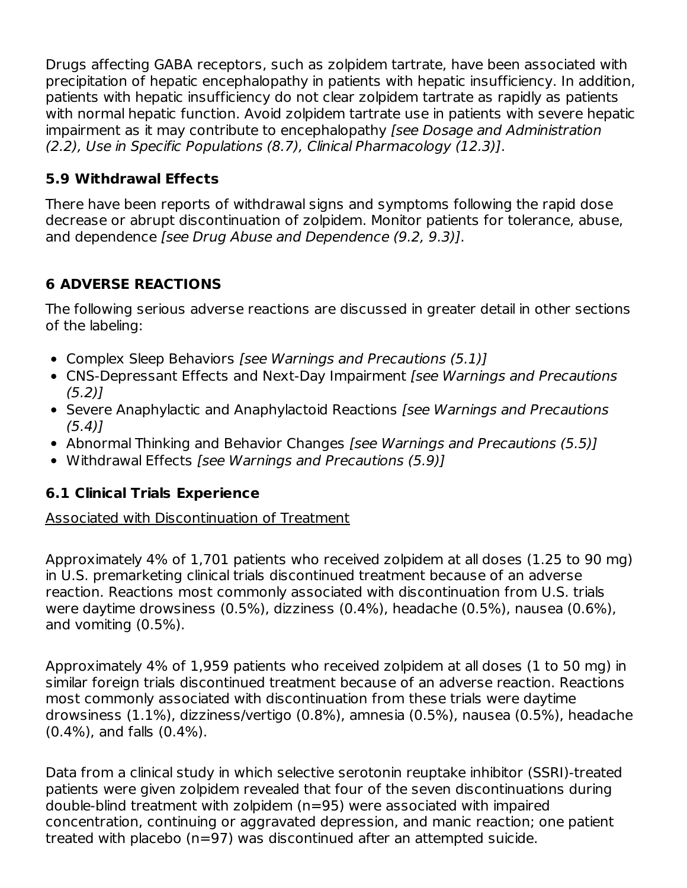Drugs affecting GABA receptors, such as zolpidem tartrate, have been associated with precipitation of hepatic encephalopathy in patients with hepatic insufficiency. In addition, patients with hepatic insufficiency do not clear zolpidem tartrate as rapidly as patients with normal hepatic function. Avoid zolpidem tartrate use in patients with severe hepatic impairment as it may contribute to encephalopathy *[see Dosage and Administration (2.2), Use in Specific Populations (8.7), Clinical Pharmacology (12.3)]*.

### 5.9 Withdrawal Effects

There have been reports of withdrawal signs and symptoms following the rapid dose decrease or abrupt discontinuation of zolpidem. Monitor patients for tolerance, abuse, and dependence *[see Drug Abuse and Dependence (9.2, 9.3)]*.

## 6 ADVERSE REACTIONS

The following serious adverse reactions are discussed in greater detail in other sections of the labeling:

- Complex Sleep Behaviors *[see Warnings and Precautions (5.1)]*
- CNS-Depressant Effects and Next-Day Impairment *[see Warnings and Precautions (5.2)]*
- Severe Anaphylactic and Anaphylactoid Reactions *[see Warnings and Precautions (5.4)]*
- Abnormal Thinking and Behavior Changes *[see Warnings and Precautions (5.5)]*
- Withdrawal Effects *[see Warnings and Precautions (5.9)]*

### 6.1 Clinical Trials Experience

<u>Associated with Discontinuation of Treatment</u>

Approximately 4% of 1,701 patients who received zolpidem at all doses (1.25 to 90 mg) in U.S. premarketing clinical trials discontinued treatment because of an adverse reaction. Reactions most commonly associated with discontinuation from U.S. trials were daytime drowsiness (0.5%), dizziness (0.4%), headache (0.5%), nausea (0.6%), and vomiting (0.5%).

Approximately 4% of 1,959 patients who received zolpidem at all doses (1 to 50 mg) in similar foreign trials discontinued treatment because of an adverse reaction. Reactions most commonly associated with discontinuation from these trials were daytime drowsiness (1.1%), dizziness/vertigo (0.8%), amnesia (0.5%), nausea (0.5%), headache (0.4%), and falls (0.4%).

Data from a clinical study in which selective serotonin reuptake inhibitor (SSRI)-treated patients were given zolpidem revealed that four of the seven discontinuations during double-blind treatment with zolpidem (n=95) were associated with impaired concentration, continuing or aggravated depression, and manic reaction; one patient treated with placebo (n=97) was discontinued after an attempted suicide.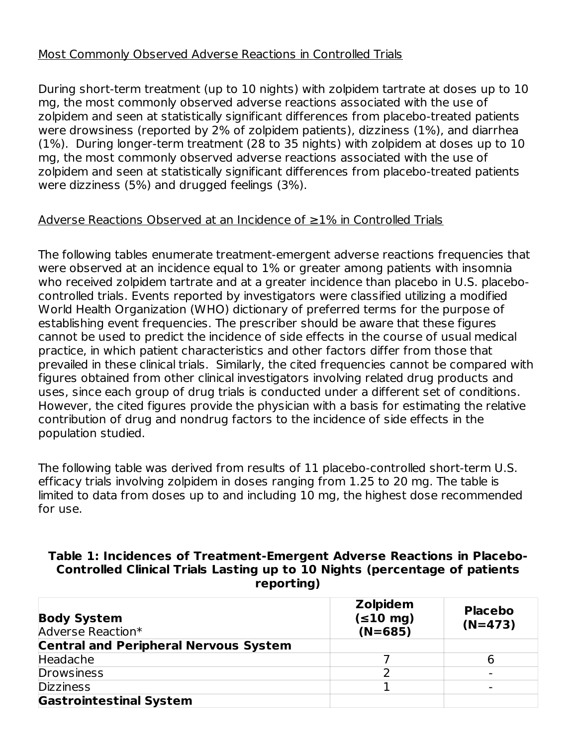Most Commonly Observed Adverse Reactions in Controlled Trials

During short-term treatment (up to 10 nights) with zolpidem tartrate at doses up to 10 mg, the most commonly observed adverse reactions associated with the use of zolpidem and seen at statistically significant differences from placebo-treated patients were drowsiness (reported by 2% of zolpidem patients), dizziness (1%), and diarrhea (1%). During longer-term treatment (28 to 35 nights) with zolpidem at doses up to 10 mg, the most commonly observed adverse reactions associated with the use of zolpidem and seen at statistically significant differences from placebo-treated patients were dizziness (5%) and drugged feelings (3%).

Adverse Reactions Observed at an Incidence of ≥1% in Controlled Trials

The following tables enumerate treatment-emergent adverse reactions frequencies that were observed at an incidence equal to 1% or greater among patients with insomnia who received zolpidem tartrate and at a greater incidence than placebo in U.S. placebo-controlled trials. Events reported by investigators were classified utilizing a modified World Health Organization (WHO) dictionary of preferred terms for the purpose of establishing event frequencies. The prescriber should be aware that these figures cannot be used to predict the incidence of side effects in the course of usual medical practice, in which patient characteristics and other factors differ from those that prevailed in these clinical trials. Similarly, the cited frequencies cannot be compared with figures obtained from other clinical investigators involving related drug products and uses, since each group of drug trials is conducted under a different set of conditions. However, the cited figures provide the physician with a basis for estimating the relative contribution of drug and nondrug factors to the incidence of side effects in the population studied.

The following table was derived from results of 11 placebo-controlled short-term U.S. efficacy trials involving zolpidem in doses ranging from 1.25 to 20 mg. The table is limited to data from doses up to and including 10 mg, the highest dose recommended for use.

**Table 1: Incidences of Treatment-Emergent Adverse Reactions in Placebo-Controlled Clinical Trials Lasting up to 10 Nights (percentage of patients reporting)**

| **Body System** Adverse Reaction* | **Zolpidem (≤10 mg) (N=685)** | **Placebo (N=473)** |
|---|---|---|
| **Central and Peripheral Nervous System** | | |
| Headache | 7 | 6 |
| Drowsiness | 2 | - |
| Dizziness | 1 | - |
| **Gastrointestinal System** | | |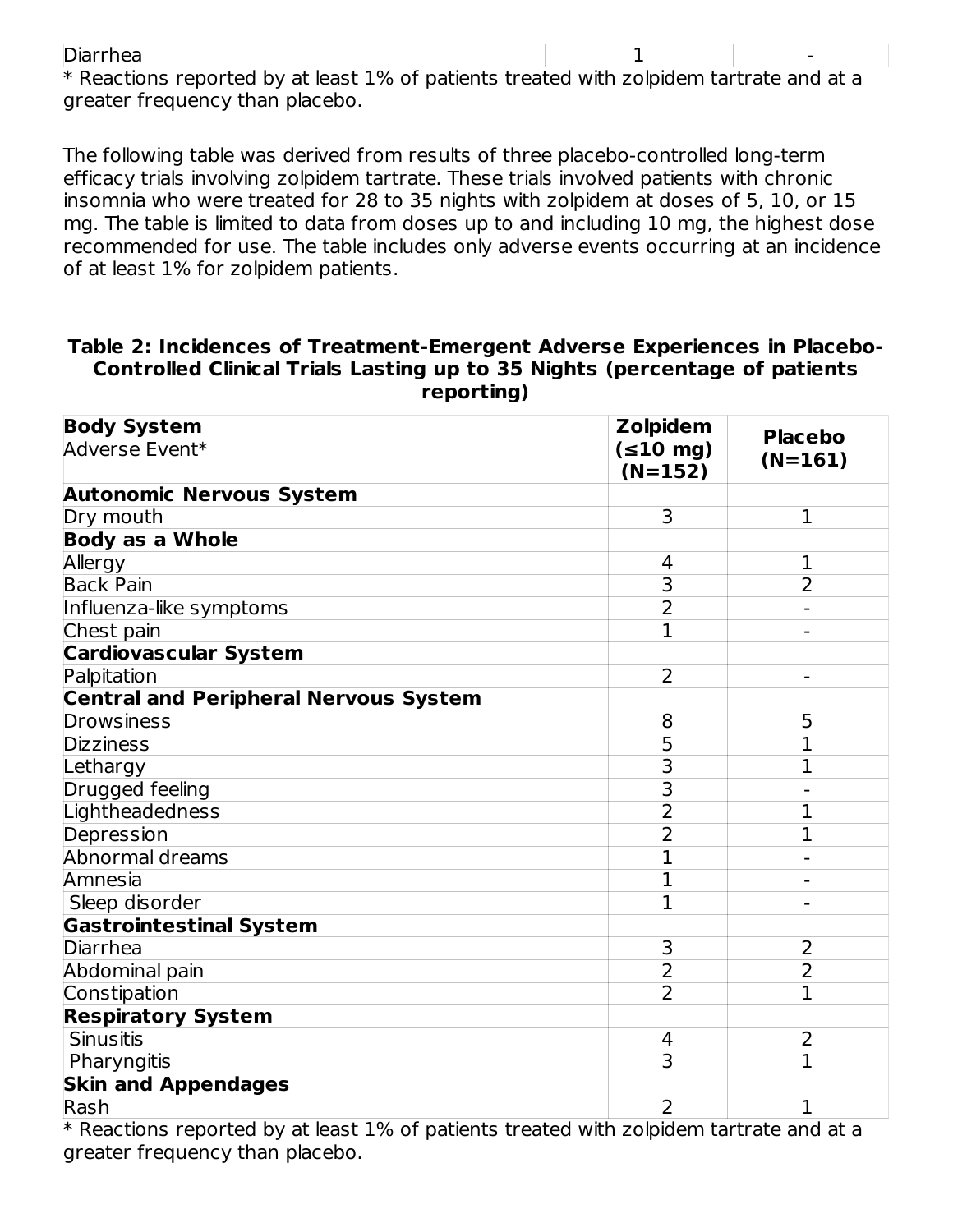| Diarrhea | 1 | - |
|---|---|---|

* Reactions reported by at least 1% of patients treated with zolpidem tartrate and at a greater frequency than placebo.

The following table was derived from results of three placebo-controlled long-term efficacy trials involving zolpidem tartrate. These trials involved patients with chronic insomnia who were treated for 28 to 35 nights with zolpidem at doses of 5, 10, or 15 mg. The table is limited to data from doses up to and including 10 mg, the highest dose recommended for use. The table includes only adverse events occurring at an incidence of at least 1% for zolpidem patients.

**Table 2: Incidences of Treatment-Emergent Adverse Experiences in Placebo-Controlled Clinical Trials Lasting up to 35 Nights (percentage of patients reporting)**

| **Body System** Adverse Event* | **Zolpidem (≤10 mg) (N=152)** | **Placebo (N=161)** |
|---|---|---|
| **Autonomic Nervous System** | | |
| Dry mouth | 3 | 1 |
| **Body as a Whole** | | |
| Allergy | 4 | 1 |
| Back Pain | 3 | 2 |
| Influenza-like symptoms | 2 | - |
| Chest pain | 1 | - |
| **Cardiovascular System** | | |
| Palpitation | 2 | - |
| **Central and Peripheral Nervous System** | | |
| Drowsiness | 8 | 5 |
| Dizziness | 5 | 1 |
| Lethargy | 3 | 1 |
| Drugged feeling | 3 | - |
| Lightheadedness | 2 | 1 |
| Depression | 2 | 1 |
| Abnormal dreams | 1 | - |
| Amnesia | 1 | - |
| Sleep disorder | 1 | - |
| **Gastrointestinal System** | | |
| Diarrhea | 3 | 2 |
| Abdominal pain | 2 | 2 |
| Constipation | 2 | 1 |
| **Respiratory System** | | |
| Sinusitis | 4 | 2 |
| Pharyngitis | 3 | 1 |
| **Skin and Appendages** | | |
| Rash | 2 | 1 |

* Reactions reported by at least 1% of patients treated with zolpidem tartrate and at a greater frequency than placebo.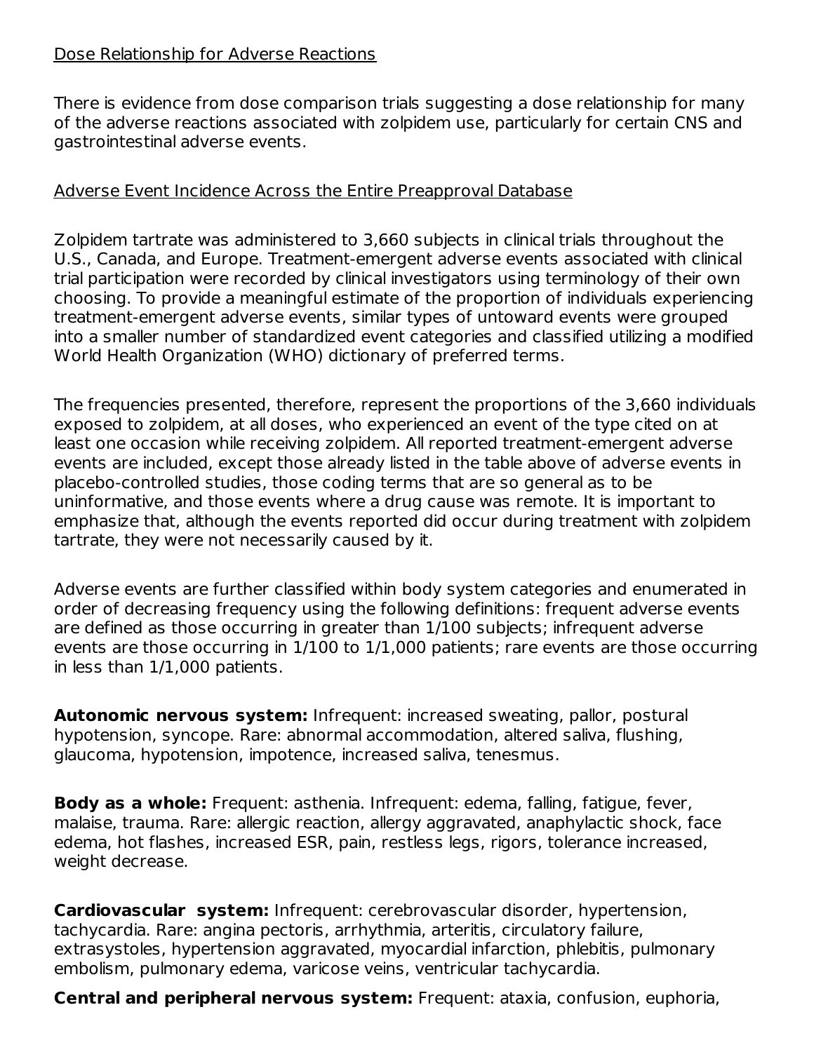Dose Relationship for Adverse Reactions

There is evidence from dose comparison trials suggesting a dose relationship for many of the adverse reactions associated with zolpidem use, particularly for certain CNS and gastrointestinal adverse events.

Adverse Event Incidence Across the Entire Preapproval Database

Zolpidem tartrate was administered to 3,660 subjects in clinical trials throughout the U.S., Canada, and Europe. Treatment-emergent adverse events associated with clinical trial participation were recorded by clinical investigators using terminology of their own choosing. To provide a meaningful estimate of the proportion of individuals experiencing treatment-emergent adverse events, similar types of untoward events were grouped into a smaller number of standardized event categories and classified utilizing a modified World Health Organization (WHO) dictionary of preferred terms.

The frequencies presented, therefore, represent the proportions of the 3,660 individuals exposed to zolpidem, at all doses, who experienced an event of the type cited on at least one occasion while receiving zolpidem. All reported treatment-emergent adverse events are included, except those already listed in the table above of adverse events in placebo-controlled studies, those coding terms that are so general as to be uninformative, and those events where a drug cause was remote. It is important to emphasize that, although the events reported did occur during treatment with zolpidem tartrate, they were not necessarily caused by it.

Adverse events are further classified within body system categories and enumerated in order of decreasing frequency using the following definitions: frequent adverse events are defined as those occurring in greater than 1/100 subjects; infrequent adverse events are those occurring in 1/100 to 1/1,000 patients; rare events are those occurring in less than 1/1,000 patients.

**Autonomic nervous system:** Infrequent: increased sweating, pallor, postural hypotension, syncope. Rare: abnormal accommodation, altered saliva, flushing, glaucoma, hypotension, impotence, increased saliva, tenesmus.

**Body as a whole:** Frequent: asthenia. Infrequent: edema, falling, fatigue, fever, malaise, trauma. Rare: allergic reaction, allergy aggravated, anaphylactic shock, face edema, hot flashes, increased ESR, pain, restless legs, rigors, tolerance increased, weight decrease.

**Cardiovascular system:** Infrequent: cerebrovascular disorder, hypertension, tachycardia. Rare: angina pectoris, arrhythmia, arteritis, circulatory failure, extrasystoles, hypertension aggravated, myocardial infarction, phlebitis, pulmonary embolism, pulmonary edema, varicose veins, ventricular tachycardia.

**Central and peripheral nervous system:** Frequent: ataxia, confusion, euphoria,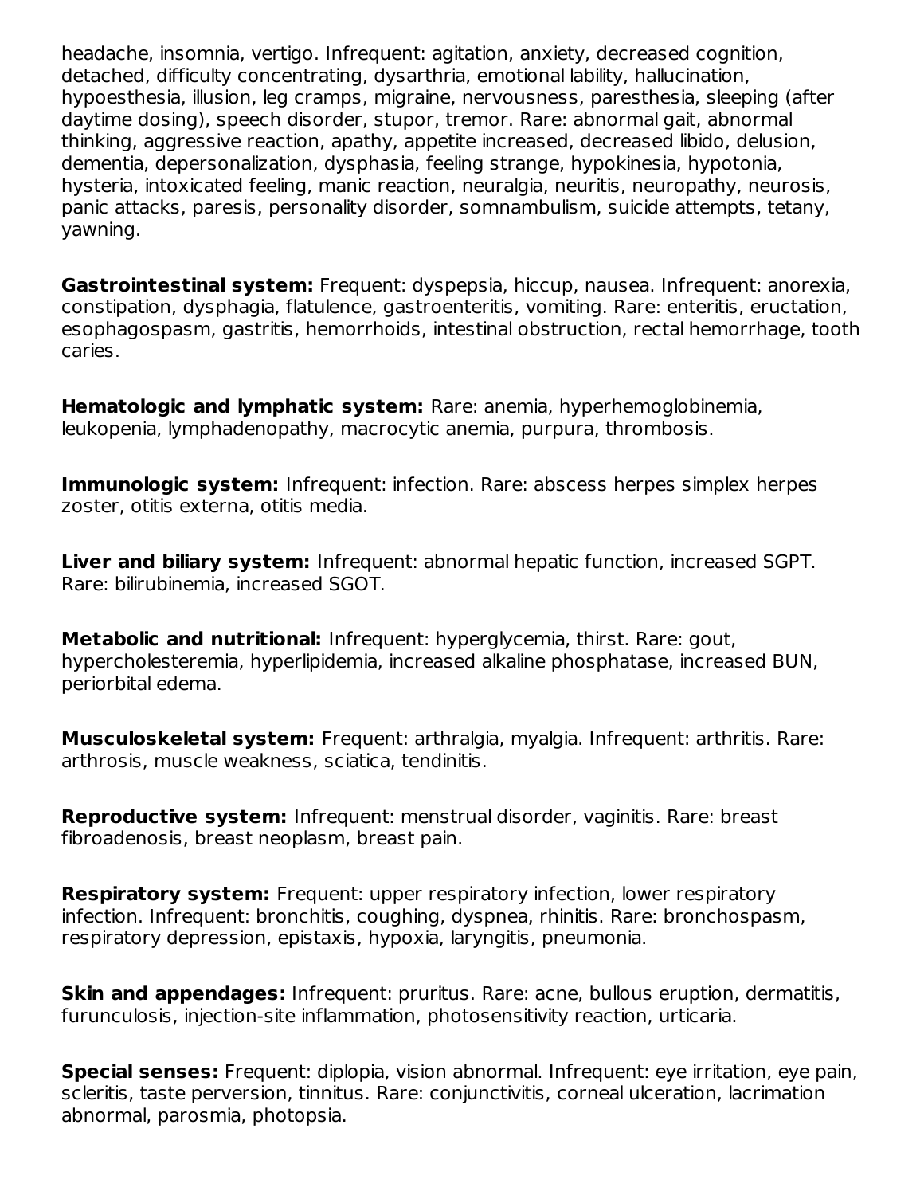headache, insomnia, vertigo. Infrequent: agitation, anxiety, decreased cognition, detached, difficulty concentrating, dysarthria, emotional lability, hallucination, hypoesthesia, illusion, leg cramps, migraine, nervousness, paresthesia, sleeping (after daytime dosing), speech disorder, stupor, tremor. Rare: abnormal gait, abnormal thinking, aggressive reaction, apathy, appetite increased, decreased libido, delusion, dementia, depersonalization, dysphasia, feeling strange, hypokinesia, hypotonia, hysteria, intoxicated feeling, manic reaction, neuralgia, neuritis, neuropathy, neurosis, panic attacks, paresis, personality disorder, somnambulism, suicide attempts, tetany, yawning.

**Gastrointestinal system:** Frequent: dyspepsia, hiccup, nausea. Infrequent: anorexia, constipation, dysphagia, flatulence, gastroenteritis, vomiting. Rare: enteritis, eructation, esophagospasm, gastritis, hemorrhoids, intestinal obstruction, rectal hemorrhage, tooth caries.

**Hematologic and lymphatic system:** Rare: anemia, hyperhemoglobinemia, leukopenia, lymphadenopathy, macrocytic anemia, purpura, thrombosis.

**Immunologic system:** Infrequent: infection. Rare: abscess herpes simplex herpes zoster, otitis externa, otitis media.

**Liver and biliary system:** Infrequent: abnormal hepatic function, increased SGPT. Rare: bilirubinemia, increased SGOT.

**Metabolic and nutritional:** Infrequent: hyperglycemia, thirst. Rare: gout, hypercholesteremia, hyperlipidemia, increased alkaline phosphatase, increased BUN, periorbital edema.

**Musculoskeletal system:** Frequent: arthralgia, myalgia. Infrequent: arthritis. Rare: arthrosis, muscle weakness, sciatica, tendinitis.

**Reproductive system:** Infrequent: menstrual disorder, vaginitis. Rare: breast fibroadenosis, breast neoplasm, breast pain.

**Respiratory system:** Frequent: upper respiratory infection, lower respiratory infection. Infrequent: bronchitis, coughing, dyspnea, rhinitis. Rare: bronchospasm, respiratory depression, epistaxis, hypoxia, laryngitis, pneumonia.

**Skin and appendages:** Infrequent: pruritus. Rare: acne, bullous eruption, dermatitis, furunculosis, injection-site inflammation, photosensitivity reaction, urticaria.

**Special senses:** Frequent: diplopia, vision abnormal. Infrequent: eye irritation, eye pain, scleritis, taste perversion, tinnitus. Rare: conjunctivitis, corneal ulceration, lacrimation abnormal, parosmia, photopsia.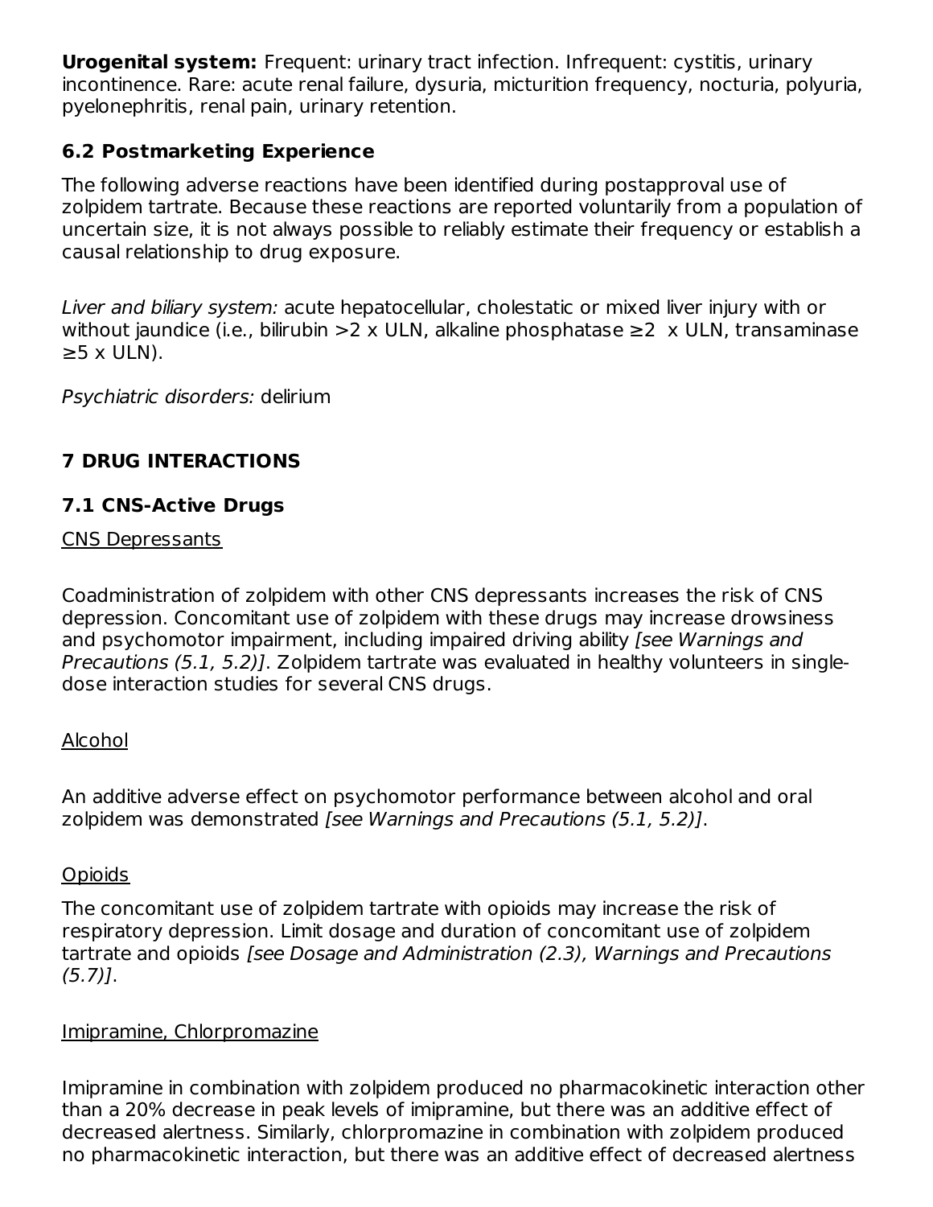**Urogenital system:** Frequent: urinary tract infection. Infrequent: cystitis, urinary incontinence. Rare: acute renal failure, dysuria, micturition frequency, nocturia, polyuria, pyelonephritis, renal pain, urinary retention.

### 6.2 Postmarketing Experience

The following adverse reactions have been identified during postapproval use of zolpidem tartrate. Because these reactions are reported voluntarily from a population of uncertain size, it is not always possible to reliably estimate their frequency or establish a causal relationship to drug exposure.

*Liver and biliary system:* acute hepatocellular, cholestatic or mixed liver injury with or without jaundice (i.e., bilirubin >2 x ULN, alkaline phosphatase ≥2 x ULN, transaminase ≥5 x ULN).

*Psychiatric disorders:* delirium

## 7 DRUG INTERACTIONS

### 7.1 CNS-Active Drugs

CNS Depressants

Coadministration of zolpidem with other CNS depressants increases the risk of CNS depression. Concomitant use of zolpidem with these drugs may increase drowsiness and psychomotor impairment, including impaired driving ability *[see Warnings and Precautions (5.1, 5.2)]*. Zolpidem tartrate was evaluated in healthy volunteers in single-dose interaction studies for several CNS drugs.

Alcohol

An additive adverse effect on psychomotor performance between alcohol and oral zolpidem was demonstrated *[see Warnings and Precautions (5.1, 5.2)]*.

Opioids

The concomitant use of zolpidem tartrate with opioids may increase the risk of respiratory depression. Limit dosage and duration of concomitant use of zolpidem tartrate and opioids *[see Dosage and Administration (2.3), Warnings and Precautions (5.7)]*.

Imipramine, Chlorpromazine

Imipramine in combination with zolpidem produced no pharmacokinetic interaction other than a 20% decrease in peak levels of imipramine, but there was an additive effect of decreased alertness. Similarly, chlorpromazine in combination with zolpidem produced no pharmacokinetic interaction, but there was an additive effect of decreased alertness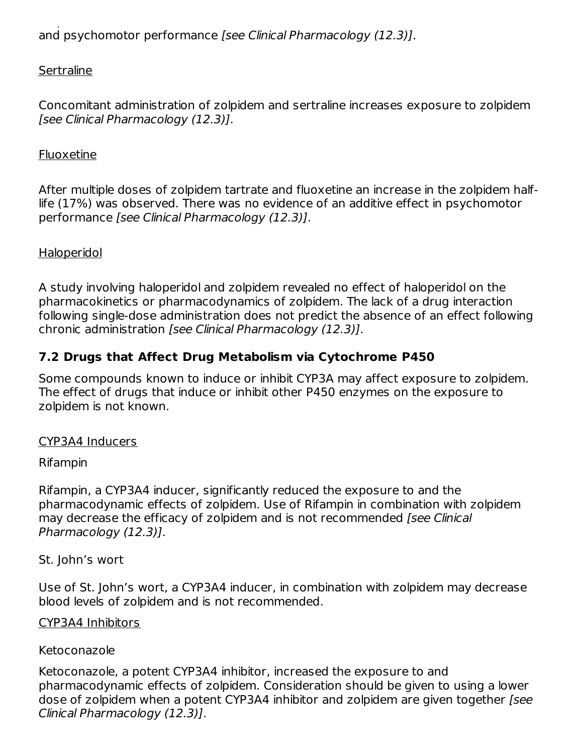and psychomotor performance *[see Clinical Pharmacology (12.3)]*.

Sertraline

Concomitant administration of zolpidem and sertraline increases exposure to zolpidem *[see Clinical Pharmacology (12.3)]*.

Fluoxetine

After multiple doses of zolpidem tartrate and fluoxetine an increase in the zolpidem half-life (17%) was observed. There was no evidence of an additive effect in psychomotor performance *[see Clinical Pharmacology (12.3)]*.

Haloperidol

A study involving haloperidol and zolpidem revealed no effect of haloperidol on the pharmacokinetics or pharmacodynamics of zolpidem. The lack of a drug interaction following single-dose administration does not predict the absence of an effect following chronic administration *[see Clinical Pharmacology (12.3)]*.

### 7.2 Drugs that Affect Drug Metabolism via Cytochrome P450

Some compounds known to induce or inhibit CYP3A may affect exposure to zolpidem. The effect of drugs that induce or inhibit other P450 enzymes on the exposure to zolpidem is not known.

CYP3A4 Inducers

Rifampin

Rifampin, a CYP3A4 inducer, significantly reduced the exposure to and the pharmacodynamic effects of zolpidem. Use of Rifampin in combination with zolpidem may decrease the efficacy of zolpidem and is not recommended *[see Clinical Pharmacology (12.3)]*.

St. John's wort

Use of St. John's wort, a CYP3A4 inducer, in combination with zolpidem may decrease blood levels of zolpidem and is not recommended.

CYP3A4 Inhibitors

Ketoconazole

Ketoconazole, a potent CYP3A4 inhibitor, increased the exposure to and pharmacodynamic effects of zolpidem. Consideration should be given to using a lower dose of zolpidem when a potent CYP3A4 inhibitor and zolpidem are given together *[see Clinical Pharmacology (12.3)]*.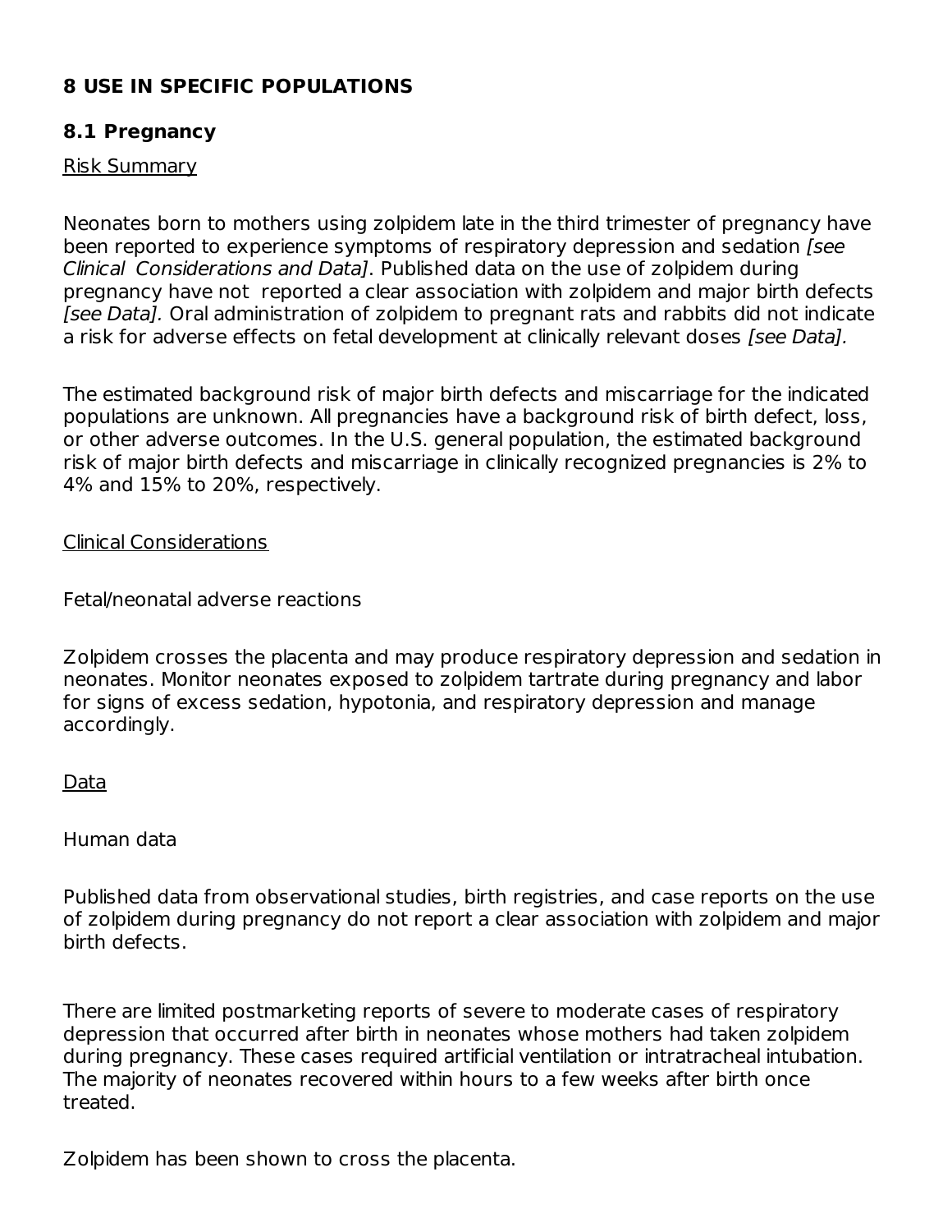## 8 USE IN SPECIFIC POPULATIONS

### 8.1 Pregnancy

<u>Risk Summary</u>

Neonates born to mothers using zolpidem late in the third trimester of pregnancy have been reported to experience symptoms of respiratory depression and sedation *[see Clinical Considerations and Data]*. Published data on the use of zolpidem during pregnancy have not reported a clear association with zolpidem and major birth defects *[see Data].* Oral administration of zolpidem to pregnant rats and rabbits did not indicate a risk for adverse effects on fetal development at clinically relevant doses *[see Data].*

The estimated background risk of major birth defects and miscarriage for the indicated populations are unknown. All pregnancies have a background risk of birth defect, loss, or other adverse outcomes. In the U.S. general population, the estimated background risk of major birth defects and miscarriage in clinically recognized pregnancies is 2% to 4% and 15% to 20%, respectively.

<u>Clinical Considerations</u>

Fetal/neonatal adverse reactions

Zolpidem crosses the placenta and may produce respiratory depression and sedation in neonates. Monitor neonates exposed to zolpidem tartrate during pregnancy and labor for signs of excess sedation, hypotonia, and respiratory depression and manage accordingly.

<u>Data</u>

Human data

Published data from observational studies, birth registries, and case reports on the use of zolpidem during pregnancy do not report a clear association with zolpidem and major birth defects.

There are limited postmarketing reports of severe to moderate cases of respiratory depression that occurred after birth in neonates whose mothers had taken zolpidem during pregnancy. These cases required artificial ventilation or intratracheal intubation. The majority of neonates recovered within hours to a few weeks after birth once treated.

Zolpidem has been shown to cross the placenta.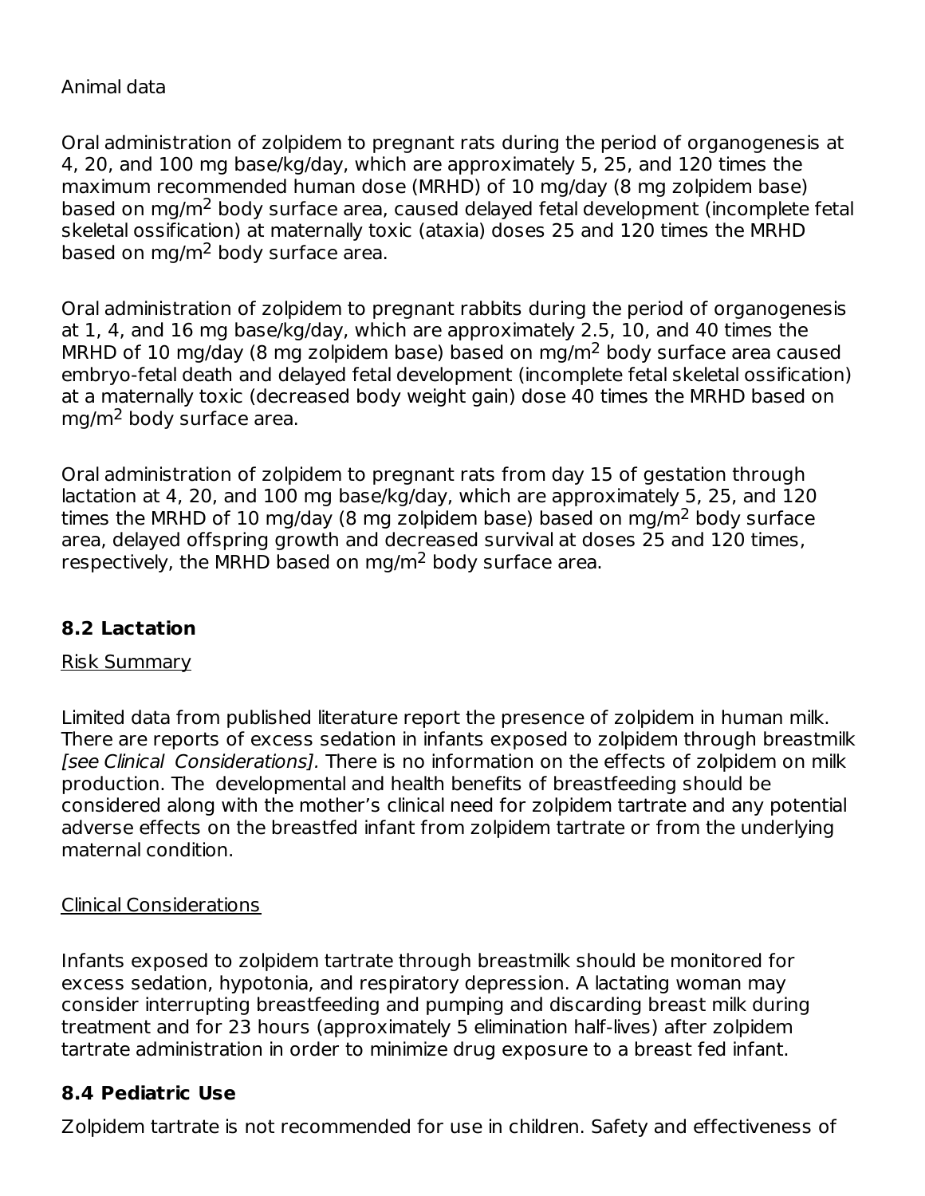Animal data

Oral administration of zolpidem to pregnant rats during the period of organogenesis at 4, 20, and 100 mg base/kg/day, which are approximately 5, 25, and 120 times the maximum recommended human dose (MRHD) of 10 mg/day (8 mg zolpidem base) based on mg/$m^2$ body surface area, caused delayed fetal development (incomplete fetal skeletal ossification) at maternally toxic (ataxia) doses 25 and 120 times the MRHD based on mg/$m^2$ body surface area.

Oral administration of zolpidem to pregnant rabbits during the period of organogenesis at 1, 4, and 16 mg base/kg/day, which are approximately 2.5, 10, and 40 times the MRHD of 10 mg/day (8 mg zolpidem base) based on mg/$m^2$ body surface area caused embryo-fetal death and delayed fetal development (incomplete fetal skeletal ossification) at a maternally toxic (decreased body weight gain) dose 40 times the MRHD based on mg/$m^2$ body surface area.

Oral administration of zolpidem to pregnant rats from day 15 of gestation through lactation at 4, 20, and 100 mg base/kg/day, which are approximately 5, 25, and 120 times the MRHD of 10 mg/day (8 mg zolpidem base) based on mg/$m^2$ body surface area, delayed offspring growth and decreased survival at doses 25 and 120 times, respectively, the MRHD based on mg/$m^2$ body surface area.

### 8.2 Lactation

Risk Summary

Limited data from published literature report the presence of zolpidem in human milk. There are reports of excess sedation in infants exposed to zolpidem through breastmilk *[see Clinical Considerations].* There is no information on the effects of zolpidem on milk production. The developmental and health benefits of breastfeeding should be considered along with the mother's clinical need for zolpidem tartrate and any potential adverse effects on the breastfed infant from zolpidem tartrate or from the underlying maternal condition.

Clinical Considerations

Infants exposed to zolpidem tartrate through breastmilk should be monitored for excess sedation, hypotonia, and respiratory depression. A lactating woman may consider interrupting breastfeeding and pumping and discarding breast milk during treatment and for 23 hours (approximately 5 elimination half-lives) after zolpidem tartrate administration in order to minimize drug exposure to a breast fed infant.

### 8.4 Pediatric Use

Zolpidem tartrate is not recommended for use in children. Safety and effectiveness of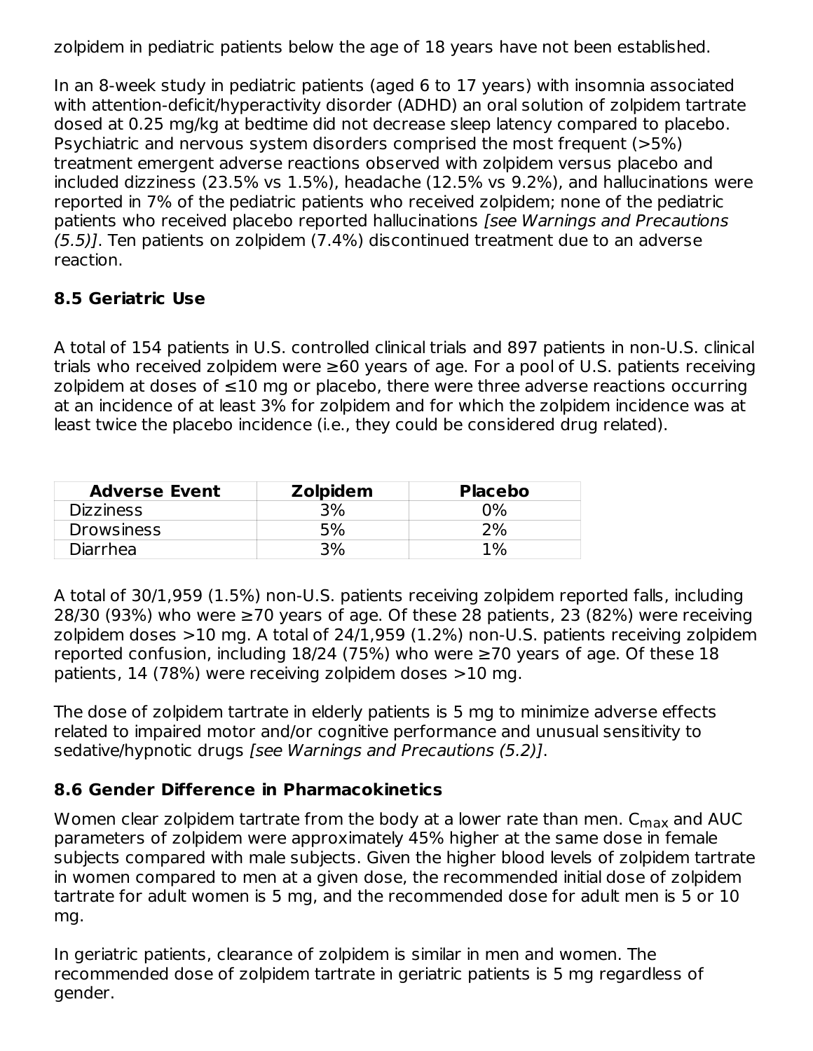zolpidem in pediatric patients below the age of 18 years have not been established.

In an 8-week study in pediatric patients (aged 6 to 17 years) with insomnia associated with attention-deficit/hyperactivity disorder (ADHD) an oral solution of zolpidem tartrate dosed at 0.25 mg/kg at bedtime did not decrease sleep latency compared to placebo. Psychiatric and nervous system disorders comprised the most frequent (>5%) treatment emergent adverse reactions observed with zolpidem versus placebo and included dizziness (23.5% vs 1.5%), headache (12.5% vs 9.2%), and hallucinations were reported in 7% of the pediatric patients who received zolpidem; none of the pediatric patients who received placebo reported hallucinations *[see Warnings and Precautions (5.5)]*. Ten patients on zolpidem (7.4%) discontinued treatment due to an adverse reaction.

### 8.5 Geriatric Use

A total of 154 patients in U.S. controlled clinical trials and 897 patients in non-U.S. clinical trials who received zolpidem were ≥60 years of age. For a pool of U.S. patients receiving zolpidem at doses of ≤10 mg or placebo, there were three adverse reactions occurring at an incidence of at least 3% for zolpidem and for which the zolpidem incidence was at least twice the placebo incidence (i.e., they could be considered drug related).

| Adverse Event | Zolpidem | Placebo |
|---|---|---|
| Dizziness | 3% | 0% |
| Drowsiness | 5% | 2% |
| Diarrhea | 3% | 1% |

A total of 30/1,959 (1.5%) non-U.S. patients receiving zolpidem reported falls, including 28/30 (93%) who were ≥70 years of age. Of these 28 patients, 23 (82%) were receiving zolpidem doses >10 mg. A total of 24/1,959 (1.2%) non-U.S. patients receiving zolpidem reported confusion, including 18/24 (75%) who were ≥70 years of age. Of these 18 patients, 14 (78%) were receiving zolpidem doses >10 mg.

The dose of zolpidem tartrate in elderly patients is 5 mg to minimize adverse effects related to impaired motor and/or cognitive performance and unusual sensitivity to sedative/hypnotic drugs *[see Warnings and Precautions (5.2)]*.

### 8.6 Gender Difference in Pharmacokinetics

Women clear zolpidem tartrate from the body at a lower rate than men. $C_{max}$ and AUC parameters of zolpidem were approximately 45% higher at the same dose in female subjects compared with male subjects. Given the higher blood levels of zolpidem tartrate in women compared to men at a given dose, the recommended initial dose of zolpidem tartrate for adult women is 5 mg, and the recommended dose for adult men is 5 or 10 mg.

In geriatric patients, clearance of zolpidem is similar in men and women. The recommended dose of zolpidem tartrate in geriatric patients is 5 mg regardless of gender.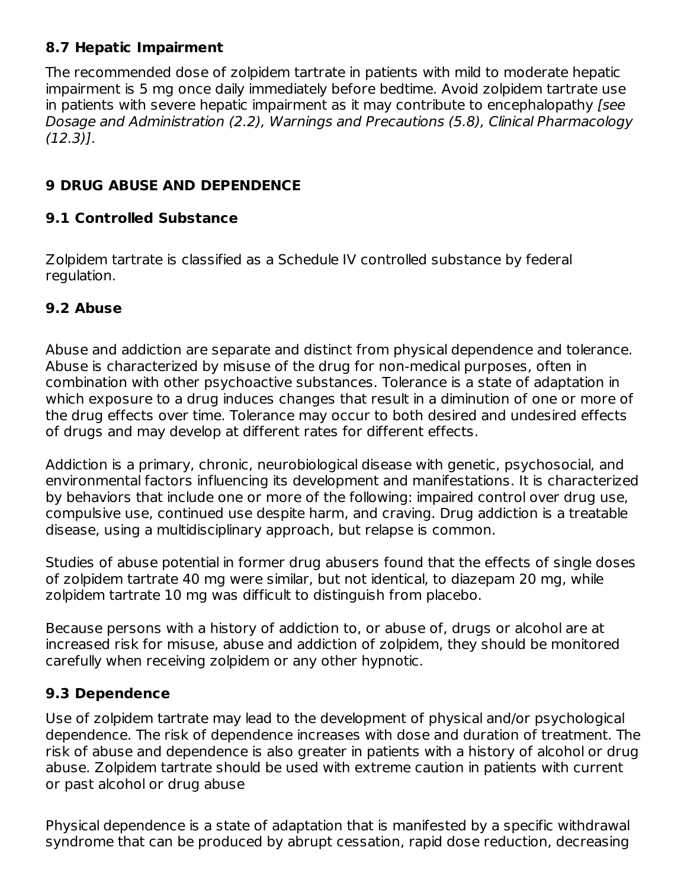### 8.7 Hepatic Impairment

The recommended dose of zolpidem tartrate in patients with mild to moderate hepatic impairment is 5 mg once daily immediately before bedtime. Avoid zolpidem tartrate use in patients with severe hepatic impairment as it may contribute to encephalopathy *[see Dosage and Administration (2.2), Warnings and Precautions (5.8), Clinical Pharmacology (12.3)]*.

## 9 DRUG ABUSE AND DEPENDENCE

### 9.1 Controlled Substance

Zolpidem tartrate is classified as a Schedule IV controlled substance by federal regulation.

### 9.2 Abuse

Abuse and addiction are separate and distinct from physical dependence and tolerance. Abuse is characterized by misuse of the drug for non-medical purposes, often in combination with other psychoactive substances. Tolerance is a state of adaptation in which exposure to a drug induces changes that result in a diminution of one or more of the drug effects over time. Tolerance may occur to both desired and undesired effects of drugs and may develop at different rates for different effects.

Addiction is a primary, chronic, neurobiological disease with genetic, psychosocial, and environmental factors influencing its development and manifestations. It is characterized by behaviors that include one or more of the following: impaired control over drug use, compulsive use, continued use despite harm, and craving. Drug addiction is a treatable disease, using a multidisciplinary approach, but relapse is common.

Studies of abuse potential in former drug abusers found that the effects of single doses of zolpidem tartrate 40 mg were similar, but not identical, to diazepam 20 mg, while zolpidem tartrate 10 mg was difficult to distinguish from placebo.

Because persons with a history of addiction to, or abuse of, drugs or alcohol are at increased risk for misuse, abuse and addiction of zolpidem, they should be monitored carefully when receiving zolpidem or any other hypnotic.

### 9.3 Dependence

Use of zolpidem tartrate may lead to the development of physical and/or psychological dependence. The risk of dependence increases with dose and duration of treatment. The risk of abuse and dependence is also greater in patients with a history of alcohol or drug abuse. Zolpidem tartrate should be used with extreme caution in patients with current or past alcohol or drug abuse

Physical dependence is a state of adaptation that is manifested by a specific withdrawal syndrome that can be produced by abrupt cessation, rapid dose reduction, decreasing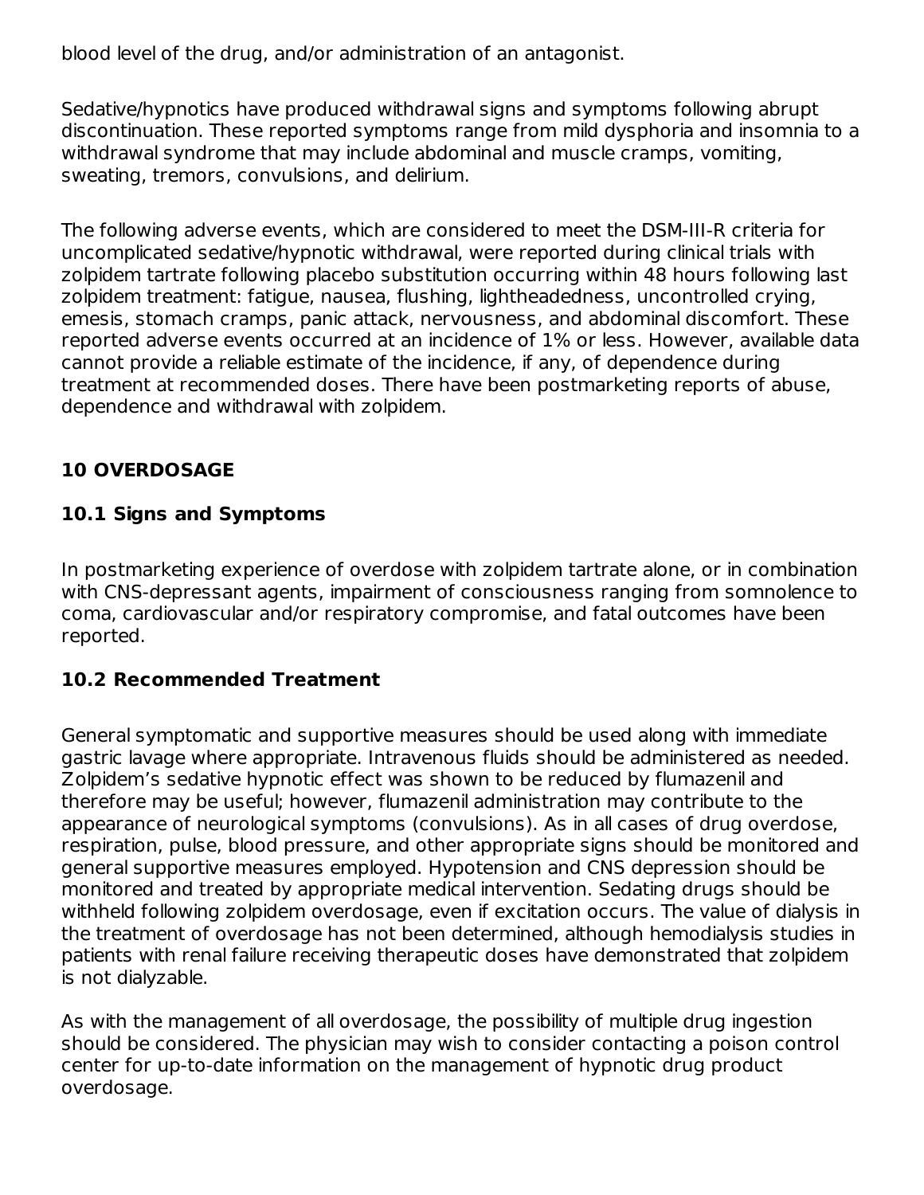blood level of the drug, and/or administration of an antagonist.

Sedative/hypnotics have produced withdrawal signs and symptoms following abrupt discontinuation. These reported symptoms range from mild dysphoria and insomnia to a withdrawal syndrome that may include abdominal and muscle cramps, vomiting, sweating, tremors, convulsions, and delirium.

The following adverse events, which are considered to meet the DSM-III-R criteria for uncomplicated sedative/hypnotic withdrawal, were reported during clinical trials with zolpidem tartrate following placebo substitution occurring within 48 hours following last zolpidem treatment: fatigue, nausea, flushing, lightheadedness, uncontrolled crying, emesis, stomach cramps, panic attack, nervousness, and abdominal discomfort. These reported adverse events occurred at an incidence of 1% or less. However, available data cannot provide a reliable estimate of the incidence, if any, of dependence during treatment at recommended doses. There have been postmarketing reports of abuse, dependence and withdrawal with zolpidem.

## 10 OVERDOSAGE

### 10.1 Signs and Symptoms

In postmarketing experience of overdose with zolpidem tartrate alone, or in combination with CNS-depressant agents, impairment of consciousness ranging from somnolence to coma, cardiovascular and/or respiratory compromise, and fatal outcomes have been reported.

### 10.2 Recommended Treatment

General symptomatic and supportive measures should be used along with immediate gastric lavage where appropriate. Intravenous fluids should be administered as needed. Zolpidem's sedative hypnotic effect was shown to be reduced by flumazenil and therefore may be useful; however, flumazenil administration may contribute to the appearance of neurological symptoms (convulsions). As in all cases of drug overdose, respiration, pulse, blood pressure, and other appropriate signs should be monitored and general supportive measures employed. Hypotension and CNS depression should be monitored and treated by appropriate medical intervention. Sedating drugs should be withheld following zolpidem overdosage, even if excitation occurs. The value of dialysis in the treatment of overdosage has not been determined, although hemodialysis studies in patients with renal failure receiving therapeutic doses have demonstrated that zolpidem is not dialyzable.

As with the management of all overdosage, the possibility of multiple drug ingestion should be considered. The physician may wish to consider contacting a poison control center for up-to-date information on the management of hypnotic drug product overdosage.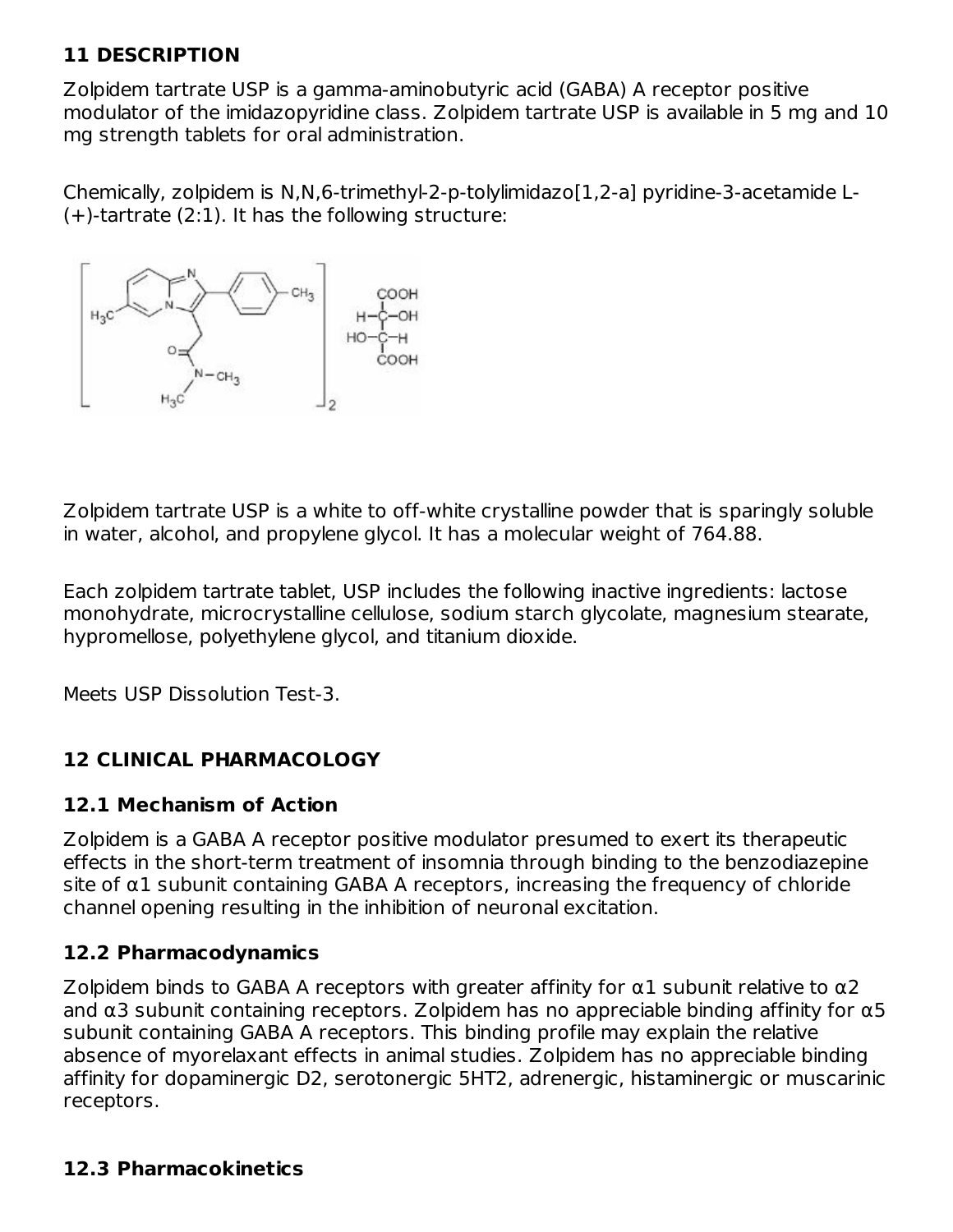## 11 DESCRIPTION

Zolpidem tartrate USP is a gamma-aminobutyric acid (GABA) A receptor positive modulator of the imidazopyridine class. Zolpidem tartrate USP is available in 5 mg and 10 mg strength tablets for oral administration.

Chemically, zolpidem is N,N,6-trimethyl-2-p-tolylimidazo[1,2-a] pyridine-3-acetamide L-(+)-tartrate (2:1). It has the following structure:

Zolpidem tartrate USP is a white to off-white crystalline powder that is sparingly soluble in water, alcohol, and propylene glycol. It has a molecular weight of 764.88.

Each zolpidem tartrate tablet, USP includes the following inactive ingredients: lactose monohydrate, microcrystalline cellulose, sodium starch glycolate, magnesium stearate, hypromellose, polyethylene glycol, and titanium dioxide.

Meets USP Dissolution Test-3.

## 12 CLINICAL PHARMACOLOGY

### 12.1 Mechanism of Action

Zolpidem is a GABA A receptor positive modulator presumed to exert its therapeutic effects in the short-term treatment of insomnia through binding to the benzodiazepine site of α1 subunit containing GABA A receptors, increasing the frequency of chloride channel opening resulting in the inhibition of neuronal excitation.

### 12.2 Pharmacodynamics

Zolpidem binds to GABA A receptors with greater affinity for α1 subunit relative to α2 and α3 subunit containing receptors. Zolpidem has no appreciable binding affinity for α5 subunit containing GABA A receptors. This binding profile may explain the relative absence of myorelaxant effects in animal studies. Zolpidem has no appreciable binding affinity for dopaminergic D2, serotonergic 5HT2, adrenergic, histaminergic or muscarinic receptors.

### 12.3 Pharmacokinetics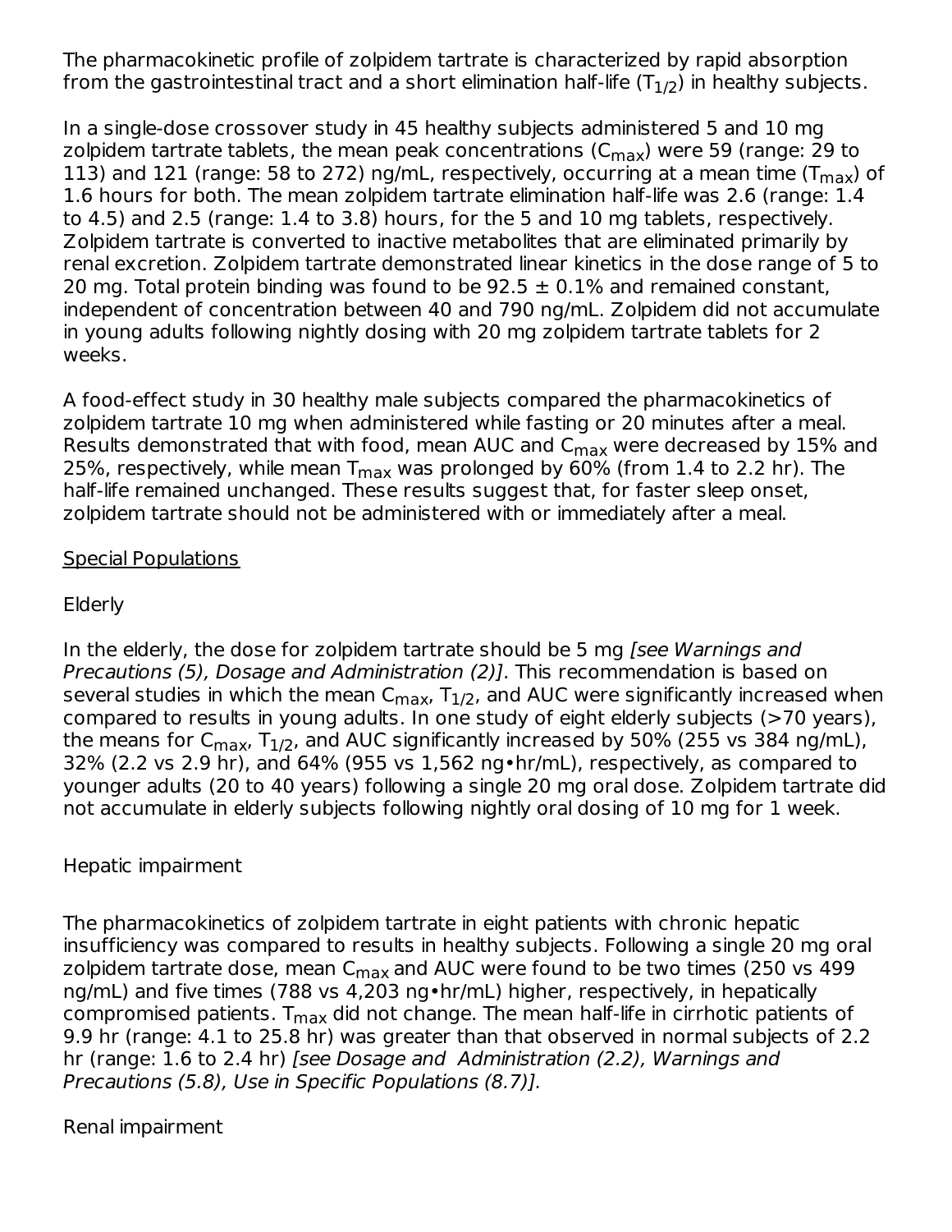The pharmacokinetic profile of zolpidem tartrate is characterized by rapid absorption from the gastrointestinal tract and a short elimination half-life ($T_{1/2}$) in healthy subjects.

In a single-dose crossover study in 45 healthy subjects administered 5 and 10 mg zolpidem tartrate tablets, the mean peak concentrations ($C_{max}$) were 59 (range: 29 to 113) and 121 (range: 58 to 272) ng/mL, respectively, occurring at a mean time ($T_{max}$) of 1.6 hours for both. The mean zolpidem tartrate elimination half-life was 2.6 (range: 1.4 to 4.5) and 2.5 (range: 1.4 to 3.8) hours, for the 5 and 10 mg tablets, respectively. Zolpidem tartrate is converted to inactive metabolites that are eliminated primarily by renal excretion. Zolpidem tartrate demonstrated linear kinetics in the dose range of 5 to 20 mg. Total protein binding was found to be 92.5 ± 0.1% and remained constant, independent of concentration between 40 and 790 ng/mL. Zolpidem did not accumulate in young adults following nightly dosing with 20 mg zolpidem tartrate tablets for 2 weeks.

A food-effect study in 30 healthy male subjects compared the pharmacokinetics of zolpidem tartrate 10 mg when administered while fasting or 20 minutes after a meal. Results demonstrated that with food, mean AUC and $C_{max}$ were decreased by 15% and 25%, respectively, while mean $T_{max}$ was prolonged by 60% (from 1.4 to 2.2 hr). The half-life remained unchanged. These results suggest that, for faster sleep onset, zolpidem tartrate should not be administered with or immediately after a meal.

Special Populations

Elderly

In the elderly, the dose for zolpidem tartrate should be 5 mg *[see Warnings and Precautions (5), Dosage and Administration (2)]*. This recommendation is based on several studies in which the mean $C_{max}$, $T_{1/2}$, and AUC were significantly increased when compared to results in young adults. In one study of eight elderly subjects (>70 years), the means for $C_{max}$, $T_{1/2}$, and AUC significantly increased by 50% (255 vs 384 ng/mL), 32% (2.2 vs 2.9 hr), and 64% (955 vs 1,562 ng•hr/mL), respectively, as compared to younger adults (20 to 40 years) following a single 20 mg oral dose. Zolpidem tartrate did not accumulate in elderly subjects following nightly oral dosing of 10 mg for 1 week.

Hepatic impairment

The pharmacokinetics of zolpidem tartrate in eight patients with chronic hepatic insufficiency was compared to results in healthy subjects. Following a single 20 mg oral zolpidem tartrate dose, mean $C_{max}$ and AUC were found to be two times (250 vs 499 ng/mL) and five times (788 vs 4,203 ng•hr/mL) higher, respectively, in hepatically compromised patients. $T_{max}$ did not change. The mean half-life in cirrhotic patients of 9.9 hr (range: 4.1 to 25.8 hr) was greater than that observed in normal subjects of 2.2 hr (range: 1.6 to 2.4 hr) *[see Dosage and Administration (2.2), Warnings and Precautions (5.8), Use in Specific Populations (8.7)].*

Renal impairment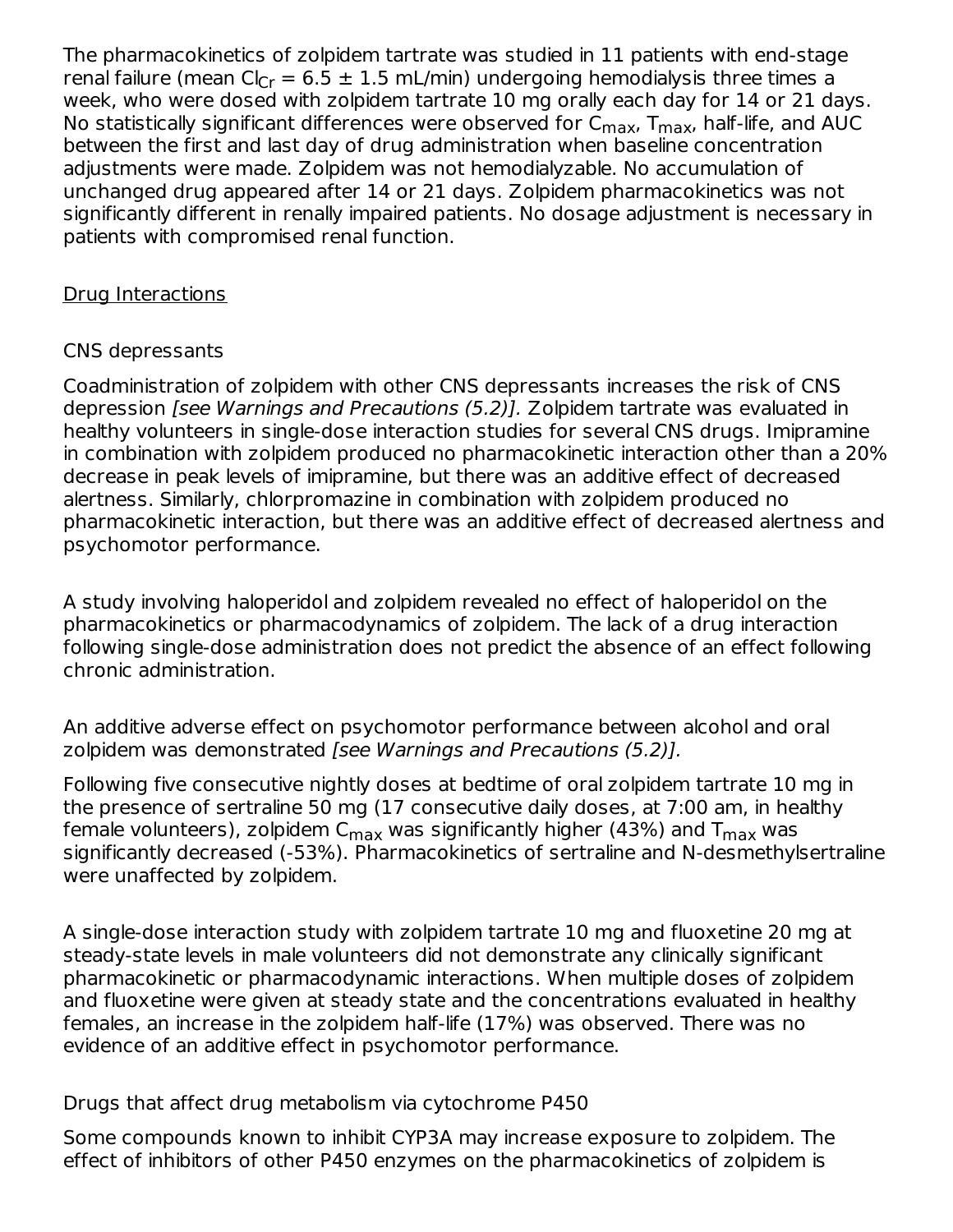The pharmacokinetics of zolpidem tartrate was studied in 11 patients with end-stage renal failure (mean $Cl_{Cr}$ = 6.5 ± 1.5 mL/min) undergoing hemodialysis three times a week, who were dosed with zolpidem tartrate 10 mg orally each day for 14 or 21 days. No statistically significant differences were observed for $C_{max}$, $T_{max}$, half-life, and AUC between the first and last day of drug administration when baseline concentration adjustments were made. Zolpidem was not hemodialyzable. No accumulation of unchanged drug appeared after 14 or 21 days. Zolpidem pharmacokinetics was not significantly different in renally impaired patients. No dosage adjustment is necessary in patients with compromised renal function.

## Drug Interactions

### CNS depressants

Coadministration of zolpidem with other CNS depressants increases the risk of CNS depression *[see Warnings and Precautions (5.2)]*. Zolpidem tartrate was evaluated in healthy volunteers in single-dose interaction studies for several CNS drugs. Imipramine in combination with zolpidem produced no pharmacokinetic interaction other than a 20% decrease in peak levels of imipramine, but there was an additive effect of decreased alertness. Similarly, chlorpromazine in combination with zolpidem produced no pharmacokinetic interaction, but there was an additive effect of decreased alertness and psychomotor performance.

A study involving haloperidol and zolpidem revealed no effect of haloperidol on the pharmacokinetics or pharmacodynamics of zolpidem. The lack of a drug interaction following single-dose administration does not predict the absence of an effect following chronic administration.

An additive adverse effect on psychomotor performance between alcohol and oral zolpidem was demonstrated *[see Warnings and Precautions (5.2)]*.

Following five consecutive nightly doses at bedtime of oral zolpidem tartrate 10 mg in the presence of sertraline 50 mg (17 consecutive daily doses, at 7:00 am, in healthy female volunteers), zolpidem $C_{max}$ was significantly higher (43%) and $T_{max}$ was significantly decreased (-53%). Pharmacokinetics of sertraline and N-desmethylsertraline were unaffected by zolpidem.

A single-dose interaction study with zolpidem tartrate 10 mg and fluoxetine 20 mg at steady-state levels in male volunteers did not demonstrate any clinically significant pharmacokinetic or pharmacodynamic interactions. When multiple doses of zolpidem and fluoxetine were given at steady state and the concentrations evaluated in healthy females, an increase in the zolpidem half-life (17%) was observed. There was no evidence of an additive effect in psychomotor performance.

### Drugs that affect drug metabolism via cytochrome P450

Some compounds known to inhibit CYP3A may increase exposure to zolpidem. The effect of inhibitors of other P450 enzymes on the pharmacokinetics of zolpidem is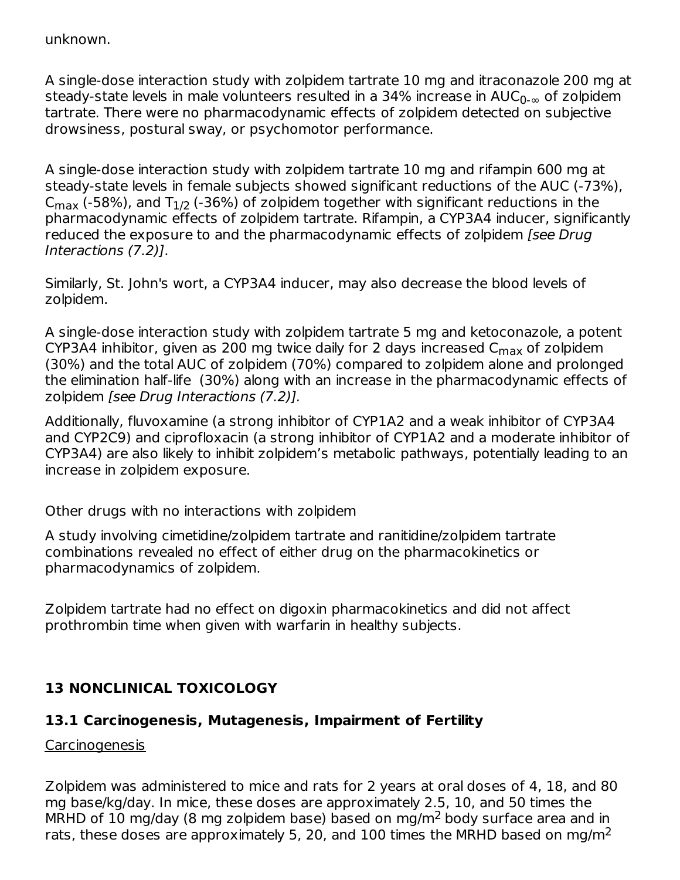unknown.

A single-dose interaction study with zolpidem tartrate 10 mg and itraconazole 200 mg at steady-state levels in male volunteers resulted in a 34% increase in $AUC_{0-\infty}$ of zolpidem tartrate. There were no pharmacodynamic effects of zolpidem detected on subjective drowsiness, postural sway, or psychomotor performance.

A single-dose interaction study with zolpidem tartrate 10 mg and rifampin 600 mg at steady-state levels in female subjects showed significant reductions of the AUC (-73%), $C_{max}$ (-58%), and $T_{1/2}$ (-36%) of zolpidem together with significant reductions in the pharmacodynamic effects of zolpidem tartrate. Rifampin, a CYP3A4 inducer, significantly reduced the exposure to and the pharmacodynamic effects of zolpidem *[see Drug Interactions (7.2)]*.

Similarly, St. John's wort, a CYP3A4 inducer, may also decrease the blood levels of zolpidem.

A single-dose interaction study with zolpidem tartrate 5 mg and ketoconazole, a potent CYP3A4 inhibitor, given as 200 mg twice daily for 2 days increased $C_{max}$ of zolpidem (30%) and the total AUC of zolpidem (70%) compared to zolpidem alone and prolonged the elimination half-life (30%) along with an increase in the pharmacodynamic effects of zolpidem *[see Drug Interactions (7.2)].*

Additionally, fluvoxamine (a strong inhibitor of CYP1A2 and a weak inhibitor of CYP3A4 and CYP2C9) and ciprofloxacin (a strong inhibitor of CYP1A2 and a moderate inhibitor of CYP3A4) are also likely to inhibit zolpidem's metabolic pathways, potentially leading to an increase in zolpidem exposure.

Other drugs with no interactions with zolpidem

A study involving cimetidine/zolpidem tartrate and ranitidine/zolpidem tartrate combinations revealed no effect of either drug on the pharmacokinetics or pharmacodynamics of zolpidem.

Zolpidem tartrate had no effect on digoxin pharmacokinetics and did not affect prothrombin time when given with warfarin in healthy subjects.

## 13 NONCLINICAL TOXICOLOGY

### 13.1 Carcinogenesis, Mutagenesis, Impairment of Fertility

Carcinogenesis

Zolpidem was administered to mice and rats for 2 years at oral doses of 4, 18, and 80 mg base/kg/day. In mice, these doses are approximately 2.5, 10, and 50 times the MRHD of 10 mg/day (8 mg zolpidem base) based on $mg/m^2$ body surface area and in rats, these doses are approximately 5, 20, and 100 times the MRHD based on $mg/m^2$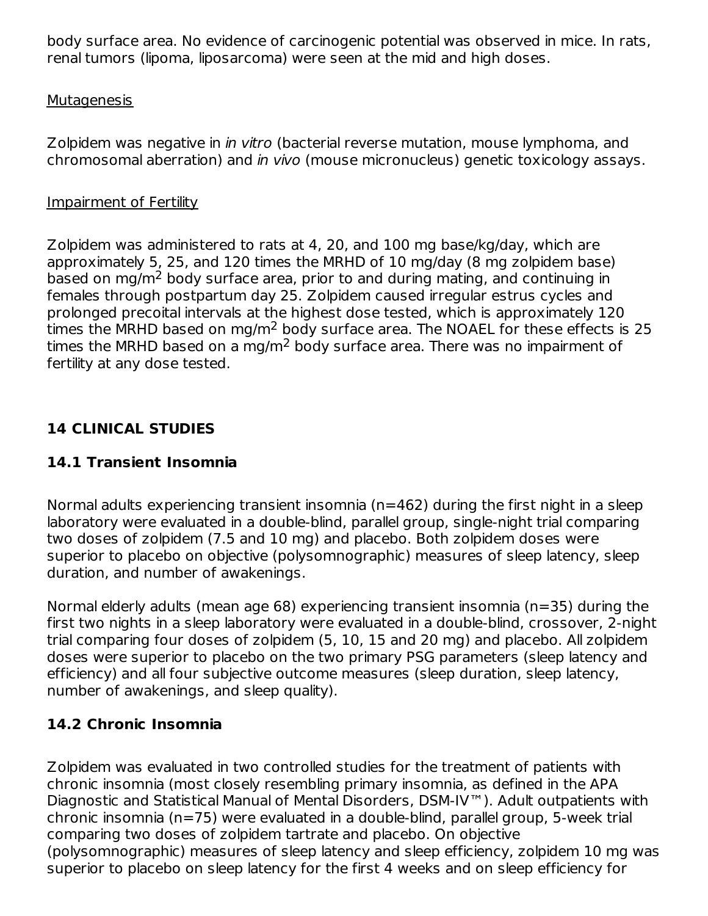body surface area. No evidence of carcinogenic potential was observed in mice. In rats, renal tumors (lipoma, liposarcoma) were seen at the mid and high doses.

Mutagenesis

Zolpidem was negative in *in vitro* (bacterial reverse mutation, mouse lymphoma, and chromosomal aberration) and *in vivo* (mouse micronucleus) genetic toxicology assays.

Impairment of Fertility

Zolpidem was administered to rats at 4, 20, and 100 mg base/kg/day, which are approximately 5, 25, and 120 times the MRHD of 10 mg/day (8 mg zolpidem base) based on mg/$m^2$ body surface area, prior to and during mating, and continuing in females through postpartum day 25. Zolpidem caused irregular estrus cycles and prolonged precoital intervals at the highest dose tested, which is approximately 120 times the MRHD based on mg/$m^2$ body surface area. The NOAEL for these effects is 25 times the MRHD based on a mg/$m^2$ body surface area. There was no impairment of fertility at any dose tested.

## 14 CLINICAL STUDIES

### 14.1 Transient Insomnia

Normal adults experiencing transient insomnia (n=462) during the first night in a sleep laboratory were evaluated in a double-blind, parallel group, single-night trial comparing two doses of zolpidem (7.5 and 10 mg) and placebo. Both zolpidem doses were superior to placebo on objective (polysomnographic) measures of sleep latency, sleep duration, and number of awakenings.

Normal elderly adults (mean age 68) experiencing transient insomnia (n=35) during the first two nights in a sleep laboratory were evaluated in a double-blind, crossover, 2-night trial comparing four doses of zolpidem (5, 10, 15 and 20 mg) and placebo. All zolpidem doses were superior to placebo on the two primary PSG parameters (sleep latency and efficiency) and all four subjective outcome measures (sleep duration, sleep latency, number of awakenings, and sleep quality).

### 14.2 Chronic Insomnia

Zolpidem was evaluated in two controlled studies for the treatment of patients with chronic insomnia (most closely resembling primary insomnia, as defined in the APA Diagnostic and Statistical Manual of Mental Disorders, DSM-IV™). Adult outpatients with chronic insomnia (n=75) were evaluated in a double-blind, parallel group, 5-week trial comparing two doses of zolpidem tartrate and placebo. On objective (polysomnographic) measures of sleep latency and sleep efficiency, zolpidem 10 mg was superior to placebo on sleep latency for the first 4 weeks and on sleep efficiency for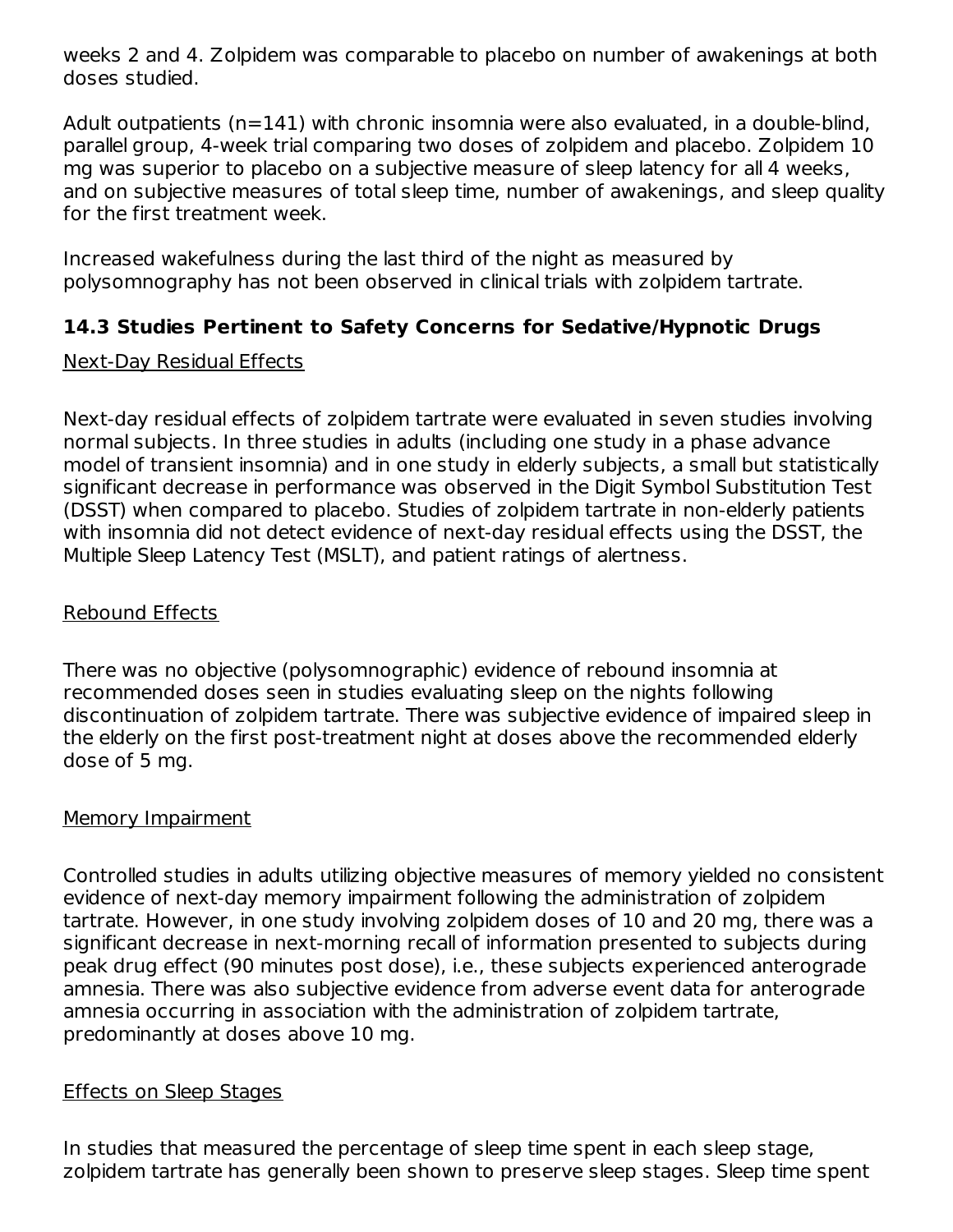weeks 2 and 4. Zolpidem was comparable to placebo on number of awakenings at both doses studied.

Adult outpatients (n=141) with chronic insomnia were also evaluated, in a double-blind, parallel group, 4-week trial comparing two doses of zolpidem and placebo. Zolpidem 10 mg was superior to placebo on a subjective measure of sleep latency for all 4 weeks, and on subjective measures of total sleep time, number of awakenings, and sleep quality for the first treatment week.

Increased wakefulness during the last third of the night as measured by polysomnography has not been observed in clinical trials with zolpidem tartrate.

### 14.3 Studies Pertinent to Safety Concerns for Sedative/Hypnotic Drugs

Next-Day Residual Effects

Next-day residual effects of zolpidem tartrate were evaluated in seven studies involving normal subjects. In three studies in adults (including one study in a phase advance model of transient insomnia) and in one study in elderly subjects, a small but statistically significant decrease in performance was observed in the Digit Symbol Substitution Test (DSST) when compared to placebo. Studies of zolpidem tartrate in non-elderly patients with insomnia did not detect evidence of next-day residual effects using the DSST, the Multiple Sleep Latency Test (MSLT), and patient ratings of alertness.

Rebound Effects

There was no objective (polysomnographic) evidence of rebound insomnia at recommended doses seen in studies evaluating sleep on the nights following discontinuation of zolpidem tartrate. There was subjective evidence of impaired sleep in the elderly on the first post-treatment night at doses above the recommended elderly dose of 5 mg.

Memory Impairment

Controlled studies in adults utilizing objective measures of memory yielded no consistent evidence of next-day memory impairment following the administration of zolpidem tartrate. However, in one study involving zolpidem doses of 10 and 20 mg, there was a significant decrease in next-morning recall of information presented to subjects during peak drug effect (90 minutes post dose), i.e., these subjects experienced anterograde amnesia. There was also subjective evidence from adverse event data for anterograde amnesia occurring in association with the administration of zolpidem tartrate, predominantly at doses above 10 mg.

Effects on Sleep Stages

In studies that measured the percentage of sleep time spent in each sleep stage, zolpidem tartrate has generally been shown to preserve sleep stages. Sleep time spent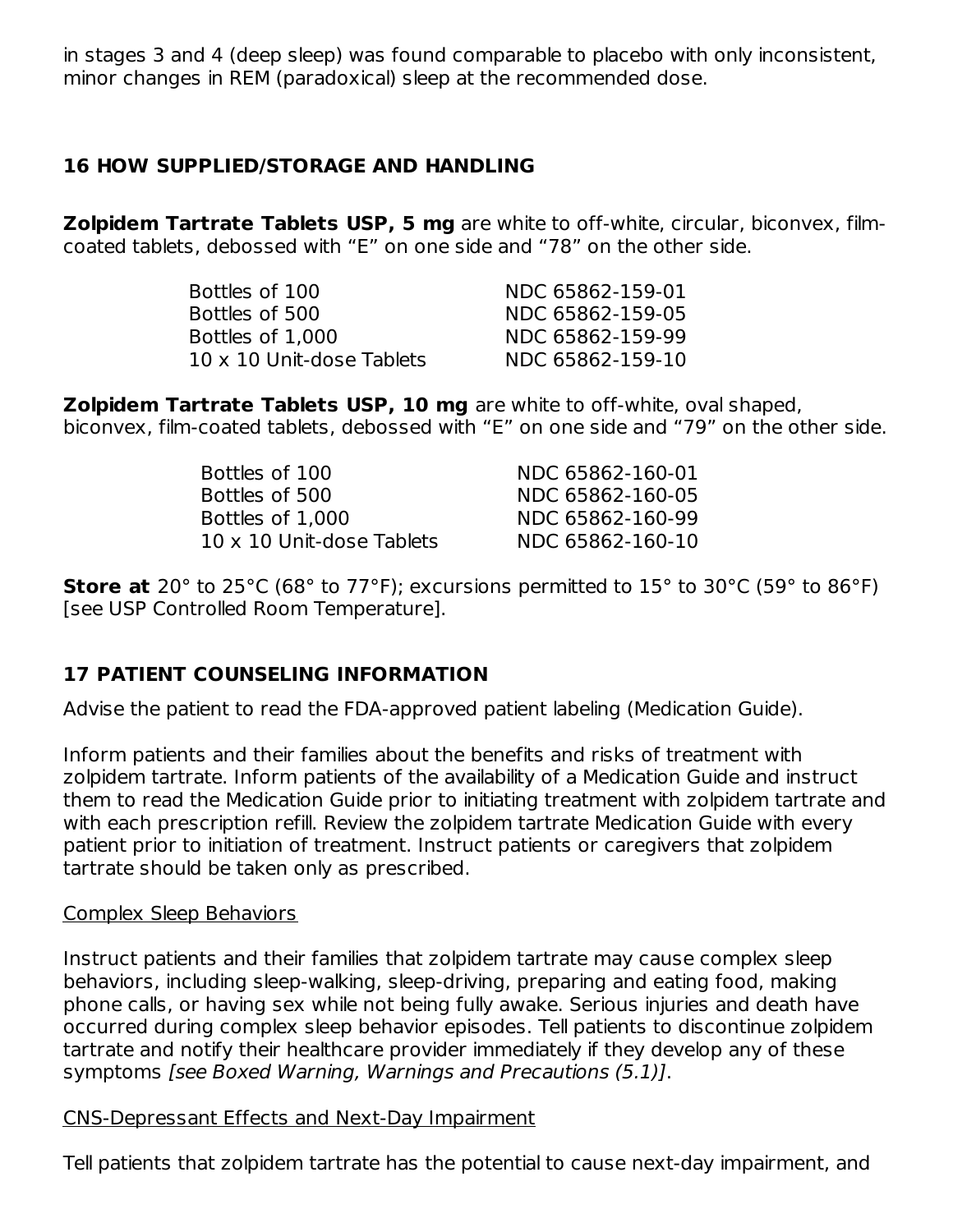in stages 3 and 4 (deep sleep) was found comparable to placebo with only inconsistent, minor changes in REM (paradoxical) sleep at the recommended dose.

## 16 HOW SUPPLIED/STORAGE AND HANDLING

**Zolpidem Tartrate Tablets USP, 5 mg** are white to off-white, circular, biconvex, film-coated tablets, debossed with “E” on one side and “78” on the other side.

| | |
|---|---|
| Bottles of 100 | NDC 65862-159-01 |
| Bottles of 500 | NDC 65862-159-05 |
| Bottles of 1,000 | NDC 65862-159-99 |
| 10 x 10 Unit-dose Tablets | NDC 65862-159-10 |

**Zolpidem Tartrate Tablets USP, 10 mg** are white to off-white, oval shaped, biconvex, film-coated tablets, debossed with “E” on one side and “79” on the other side.

| | |
|---|---|
| Bottles of 100 | NDC 65862-160-01 |
| Bottles of 500 | NDC 65862-160-05 |
| Bottles of 1,000 | NDC 65862-160-99 |
| 10 x 10 Unit-dose Tablets | NDC 65862-160-10 |

**Store at** 20° to 25°C (68° to 77°F); excursions permitted to 15° to 30°C (59° to 86°F) [see USP Controlled Room Temperature].

## 17 PATIENT COUNSELING INFORMATION

Advise the patient to read the FDA-approved patient labeling (Medication Guide).

Inform patients and their families about the benefits and risks of treatment with zolpidem tartrate. Inform patients of the availability of a Medication Guide and instruct them to read the Medication Guide prior to initiating treatment with zolpidem tartrate and with each prescription refill. Review the zolpidem tartrate Medication Guide with every patient prior to initiation of treatment. Instruct patients or caregivers that zolpidem tartrate should be taken only as prescribed.

Complex Sleep Behaviors

Instruct patients and their families that zolpidem tartrate may cause complex sleep behaviors, including sleep-walking, sleep-driving, preparing and eating food, making phone calls, or having sex while not being fully awake. Serious injuries and death have occurred during complex sleep behavior episodes. Tell patients to discontinue zolpidem tartrate and notify their healthcare provider immediately if they develop any of these symptoms *[see Boxed Warning, Warnings and Precautions (5.1)]*.

CNS-Depressant Effects and Next-Day Impairment

Tell patients that zolpidem tartrate has the potential to cause next-day impairment, and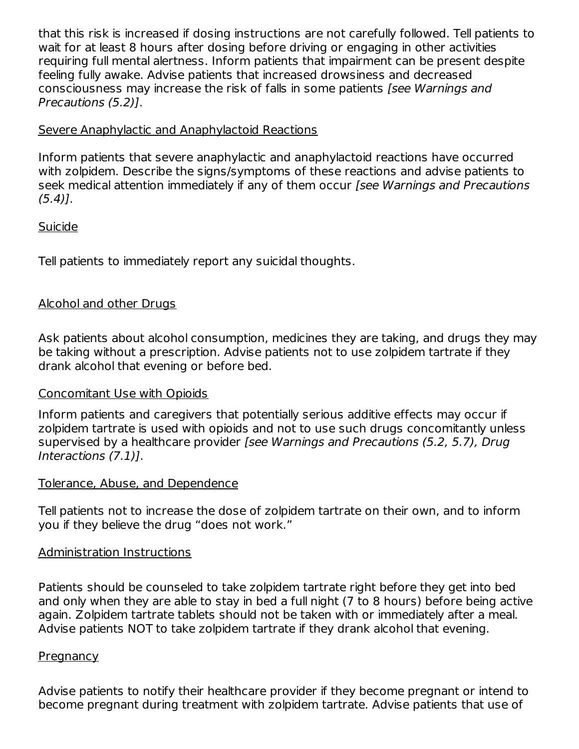that this risk is increased if dosing instructions are not carefully followed. Tell patients to wait for at least 8 hours after dosing before driving or engaging in other activities requiring full mental alertness. Inform patients that impairment can be present despite feeling fully awake. Advise patients that increased drowsiness and decreased consciousness may increase the risk of falls in some patients *[see Warnings and Precautions (5.2)]*.

Severe Anaphylactic and Anaphylactoid Reactions

Inform patients that severe anaphylactic and anaphylactoid reactions have occurred with zolpidem. Describe the signs/symptoms of these reactions and advise patients to seek medical attention immediately if any of them occur *[see Warnings and Precautions (5.4)]*.

Suicide

Tell patients to immediately report any suicidal thoughts.

Alcohol and other Drugs

Ask patients about alcohol consumption, medicines they are taking, and drugs they may be taking without a prescription. Advise patients not to use zolpidem tartrate if they drank alcohol that evening or before bed.

Concomitant Use with Opioids

Inform patients and caregivers that potentially serious additive effects may occur if zolpidem tartrate is used with opioids and not to use such drugs concomitantly unless supervised by a healthcare provider *[see Warnings and Precautions (5.2, 5.7), Drug Interactions (7.1)]*.

Tolerance, Abuse, and Dependence

Tell patients not to increase the dose of zolpidem tartrate on their own, and to inform you if they believe the drug "does not work."

Administration Instructions

Patients should be counseled to take zolpidem tartrate right before they get into bed and only when they are able to stay in bed a full night (7 to 8 hours) before being active again. Zolpidem tartrate tablets should not be taken with or immediately after a meal. Advise patients NOT to take zolpidem tartrate if they drank alcohol that evening.

Pregnancy

Advise patients to notify their healthcare provider if they become pregnant or intend to become pregnant during treatment with zolpidem tartrate. Advise patients that use of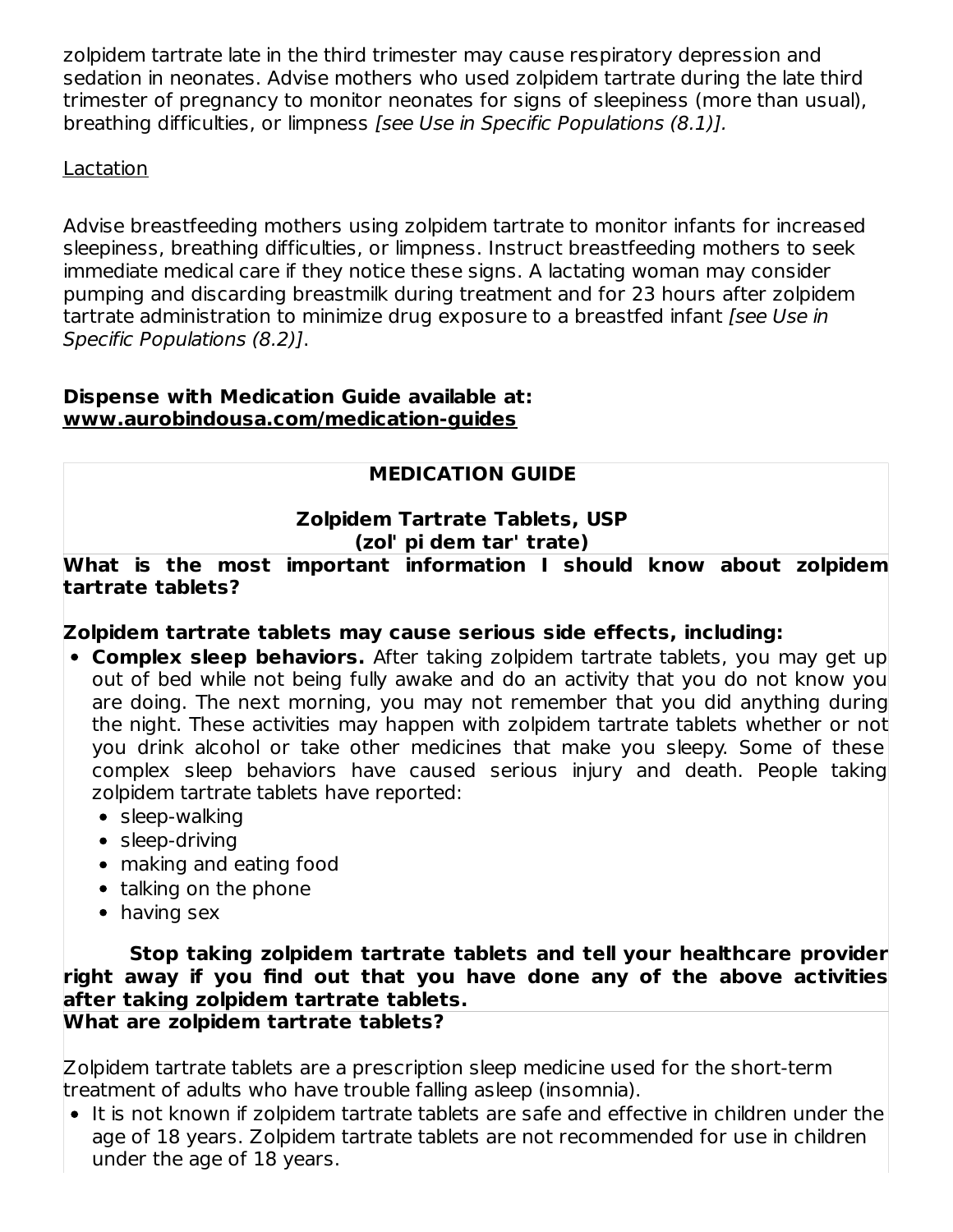zolpidem tartrate late in the third trimester may cause respiratory depression and sedation in neonates. Advise mothers who used zolpidem tartrate during the late third trimester of pregnancy to monitor neonates for signs of sleepiness (more than usual), breathing difficulties, or limpness *[see Use in Specific Populations (8.1)]*.

Lactation

Advise breastfeeding mothers using zolpidem tartrate to monitor infants for increased sleepiness, breathing difficulties, or limpness. Instruct breastfeeding mothers to seek immediate medical care if they notice these signs. A lactating woman may consider pumping and discarding breastmilk during treatment and for 23 hours after zolpidem tartrate administration to minimize drug exposure to a breastfed infant *[see Use in Specific Populations (8.2)]*.

**Dispense with Medication Guide available at: www.aurobindousa.com/medication-guides**

## MEDICATION GUIDE

### Zolpidem Tartrate Tablets, USP
**(zol' pi dem tar' trate)**

**What is the most important information I should know about zolpidem tartrate tablets?**

**Zolpidem tartrate tablets may cause serious side effects, including:**

- **Complex sleep behaviors.** After taking zolpidem tartrate tablets, you may get up out of bed while not being fully awake and do an activity that you do not know you are doing. The next morning, you may not remember that you did anything during the night. These activities may happen with zolpidem tartrate tablets whether or not you drink alcohol or take other medicines that make you sleepy. Some of these complex sleep behaviors have caused serious injury and death. People taking zolpidem tartrate tablets have reported:
  - sleep-walking
  - sleep-driving
  - making and eating food
  - talking on the phone
  - having sex

**Stop taking zolpidem tartrate tablets and tell your healthcare provider right away if you find out that you have done any of the above activities after taking zolpidem tartrate tablets.**

**What are zolpidem tartrate tablets?**

Zolpidem tartrate tablets are a prescription sleep medicine used for the short-term treatment of adults who have trouble falling asleep (insomnia).

- It is not known if zolpidem tartrate tablets are safe and effective in children under the age of 18 years. Zolpidem tartrate tablets are not recommended for use in children under the age of 18 years.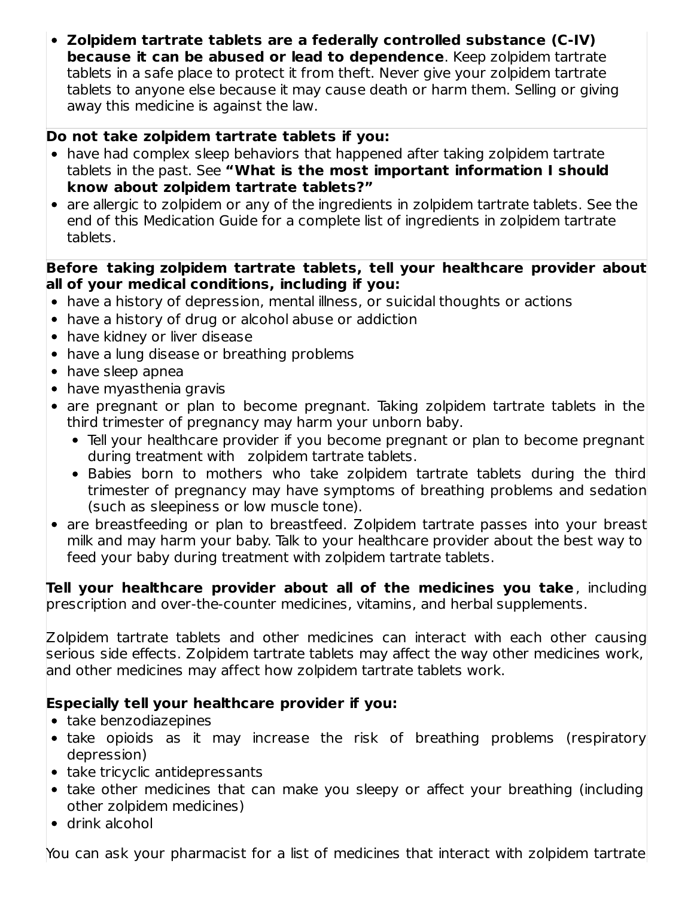- **Zolpidem tartrate tablets are a federally controlled substance (C-IV) because it can be abused or lead to dependence**. Keep zolpidem tartrate tablets in a safe place to protect it from theft. Never give your zolpidem tartrate tablets to anyone else because it may cause death or harm them. Selling or giving away this medicine is against the law.

**Do not take zolpidem tartrate tablets if you:**

- have had complex sleep behaviors that happened after taking zolpidem tartrate tablets in the past. See **"What is the most important information I should know about zolpidem tartrate tablets?"**
- are allergic to zolpidem or any of the ingredients in zolpidem tartrate tablets. See the end of this Medication Guide for a complete list of ingredients in zolpidem tartrate tablets.

**Before taking zolpidem tartrate tablets, tell your healthcare provider about all of your medical conditions, including if you:**

- have a history of depression, mental illness, or suicidal thoughts or actions
- have a history of drug or alcohol abuse or addiction
- have kidney or liver disease
- have a lung disease or breathing problems
- have sleep apnea
- have myasthenia gravis
- are pregnant or plan to become pregnant. Taking zolpidem tartrate tablets in the third trimester of pregnancy may harm your unborn baby.
  - Tell your healthcare provider if you become pregnant or plan to become pregnant during treatment with zolpidem tartrate tablets.
  - Babies born to mothers who take zolpidem tartrate tablets during the third trimester of pregnancy may have symptoms of breathing problems and sedation (such as sleepiness or low muscle tone).
- are breastfeeding or plan to breastfeed. Zolpidem tartrate passes into your breast milk and may harm your baby. Talk to your healthcare provider about the best way to feed your baby during treatment with zolpidem tartrate tablets.

**Tell your healthcare provider about all of the medicines you take**, including prescription and over-the-counter medicines, vitamins, and herbal supplements.

Zolpidem tartrate tablets and other medicines can interact with each other causing serious side effects. Zolpidem tartrate tablets may affect the way other medicines work, and other medicines may affect how zolpidem tartrate tablets work.

**Especially tell your healthcare provider if you:**

- take benzodiazepines
- take opioids as it may increase the risk of breathing problems (respiratory depression)
- take tricyclic antidepressants
- take other medicines that can make you sleepy or affect your breathing (including other zolpidem medicines)
- drink alcohol

You can ask your pharmacist for a list of medicines that interact with zolpidem tartrate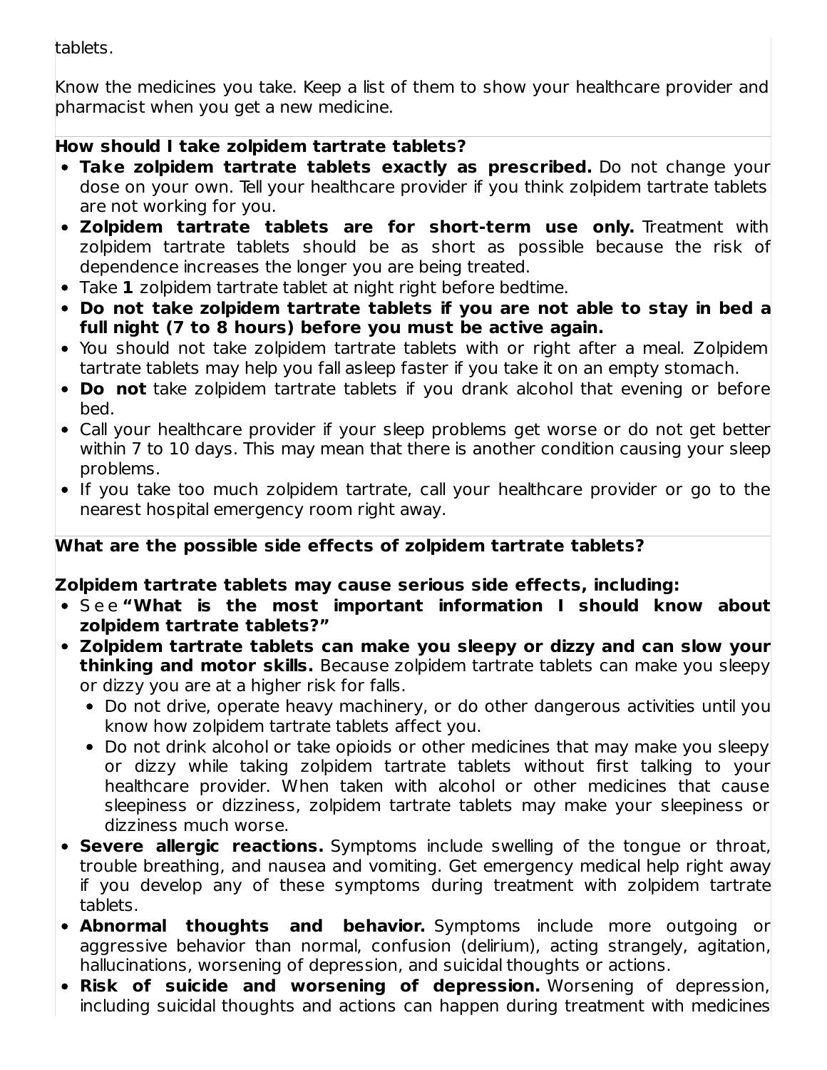tablets.

Know the medicines you take. Keep a list of them to show your healthcare provider and pharmacist when you get a new medicine.

**How should I take zolpidem tartrate tablets?**

- **Take zolpidem tartrate tablets exactly as prescribed.** Do not change your dose on your own. Tell your healthcare provider if you think zolpidem tartrate tablets are not working for you.
- **Zolpidem tartrate tablets are for short-term use only.** Treatment with zolpidem tartrate tablets should be as short as possible because the risk of dependence increases the longer you are being treated.
- Take **1** zolpidem tartrate tablet at night right before bedtime.
- **Do not take zolpidem tartrate tablets if you are not able to stay in bed a full night (7 to 8 hours) before you must be active again.**
- You should not take zolpidem tartrate tablets with or right after a meal. Zolpidem tartrate tablets may help you fall asleep faster if you take it on an empty stomach.
- **Do not** take zolpidem tartrate tablets if you drank alcohol that evening or before bed.
- Call your healthcare provider if your sleep problems get worse or do not get better within 7 to 10 days. This may mean that there is another condition causing your sleep problems.
- If you take too much zolpidem tartrate, call your healthcare provider or go to the nearest hospital emergency room right away.

**What are the possible side effects of zolpidem tartrate tablets?**

**Zolpidem tartrate tablets may cause serious side effects, including:**

- See **"What is the most important information I should know about zolpidem tartrate tablets?"**
- **Zolpidem tartrate tablets can make you sleepy or dizzy and can slow your thinking and motor skills.** Because zolpidem tartrate tablets can make you sleepy or dizzy you are at a higher risk for falls.
  - Do not drive, operate heavy machinery, or do other dangerous activities until you know how zolpidem tartrate tablets affect you.
  - Do not drink alcohol or take opioids or other medicines that may make you sleepy or dizzy while taking zolpidem tartrate tablets without first talking to your healthcare provider. When taken with alcohol or other medicines that cause sleepiness or dizziness, zolpidem tartrate tablets may make your sleepiness or dizziness much worse.
- **Severe allergic reactions.** Symptoms include swelling of the tongue or throat, trouble breathing, and nausea and vomiting. Get emergency medical help right away if you develop any of these symptoms during treatment with zolpidem tartrate tablets.
- **Abnormal thoughts and behavior.** Symptoms include more outgoing or aggressive behavior than normal, confusion (delirium), acting strangely, agitation, hallucinations, worsening of depression, and suicidal thoughts or actions.
- **Risk of suicide and worsening of depression.** Worsening of depression, including suicidal thoughts and actions can happen during treatment with medicines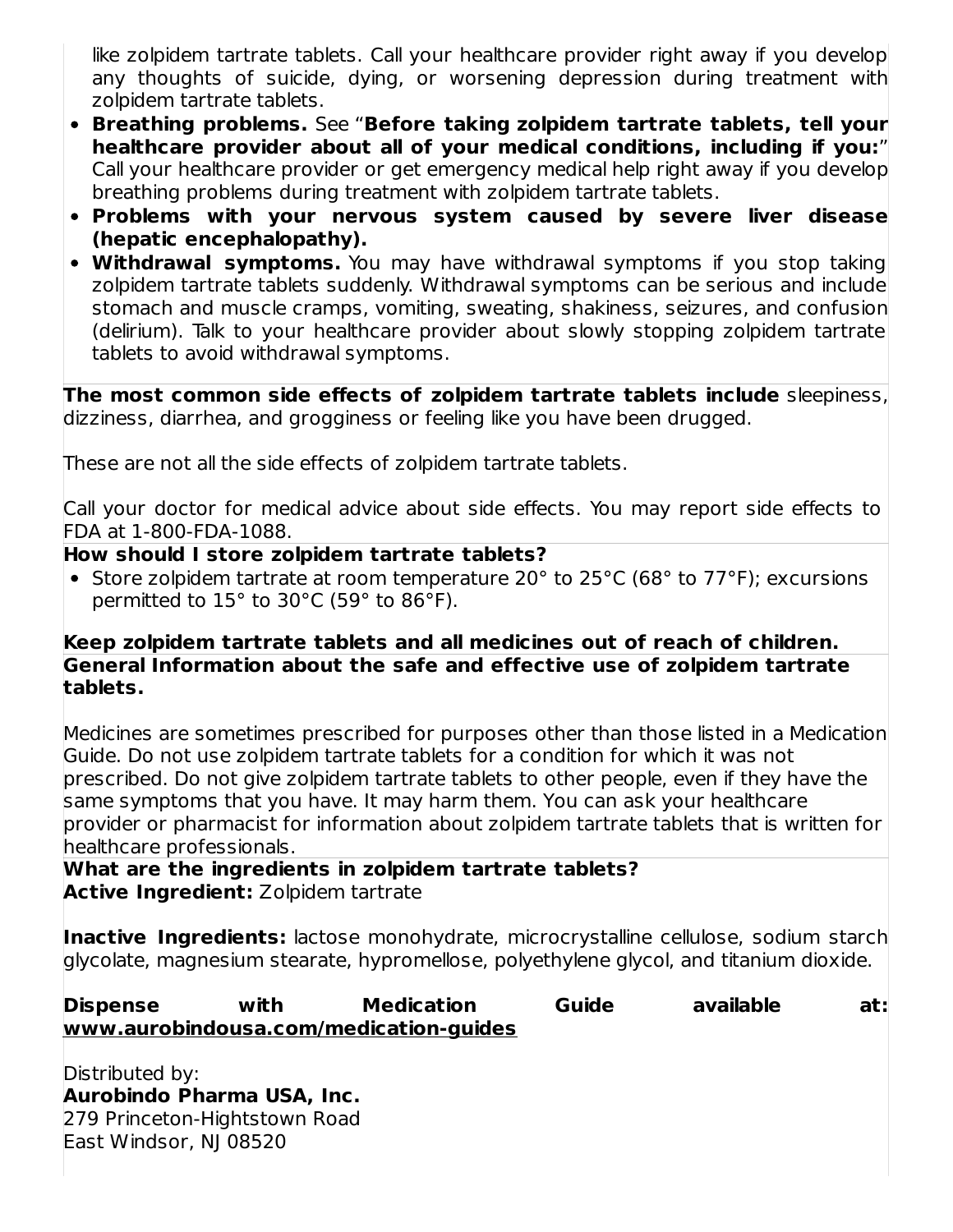like zolpidem tartrate tablets. Call your healthcare provider right away if you develop any thoughts of suicide, dying, or worsening depression during treatment with zolpidem tartrate tablets.

- **Breathing problems.** See "**Before taking zolpidem tartrate tablets, tell your healthcare provider about all of your medical conditions, including if you:**" Call your healthcare provider or get emergency medical help right away if you develop breathing problems during treatment with zolpidem tartrate tablets.
- **Problems with your nervous system caused by severe liver disease (hepatic encephalopathy).**
- **Withdrawal symptoms.** You may have withdrawal symptoms if you stop taking zolpidem tartrate tablets suddenly. Withdrawal symptoms can be serious and include stomach and muscle cramps, vomiting, sweating, shakiness, seizures, and confusion (delirium). Talk to your healthcare provider about slowly stopping zolpidem tartrate tablets to avoid withdrawal symptoms.

**The most common side effects of zolpidem tartrate tablets include** sleepiness, dizziness, diarrhea, and grogginess or feeling like you have been drugged.

These are not all the side effects of zolpidem tartrate tablets.

Call your doctor for medical advice about side effects. You may report side effects to FDA at 1-800-FDA-1088.

**How should I store zolpidem tartrate tablets?**

- Store zolpidem tartrate at room temperature 20° to 25°C (68° to 77°F); excursions permitted to 15° to 30°C (59° to 86°F).

**Keep zolpidem tartrate tablets and all medicines out of reach of children.**

**General Information about the safe and effective use of zolpidem tartrate tablets.**

Medicines are sometimes prescribed for purposes other than those listed in a Medication Guide. Do not use zolpidem tartrate tablets for a condition for which it was not prescribed. Do not give zolpidem tartrate tablets to other people, even if they have the same symptoms that you have. It may harm them. You can ask your healthcare provider or pharmacist for information about zolpidem tartrate tablets that is written for healthcare professionals.

**What are the ingredients in zolpidem tartrate tablets?**

**Active Ingredient:** Zolpidem tartrate

**Inactive Ingredients:** lactose monohydrate, microcrystalline cellulose, sodium starch glycolate, magnesium stearate, hypromellose, polyethylene glycol, and titanium dioxide.

**Dispense with Medication Guide available at: www.aurobindousa.com/medication-guides**

Distributed by:
**Aurobindo Pharma USA, Inc.**
279 Princeton-Hightstown Road
East Windsor, NJ 08520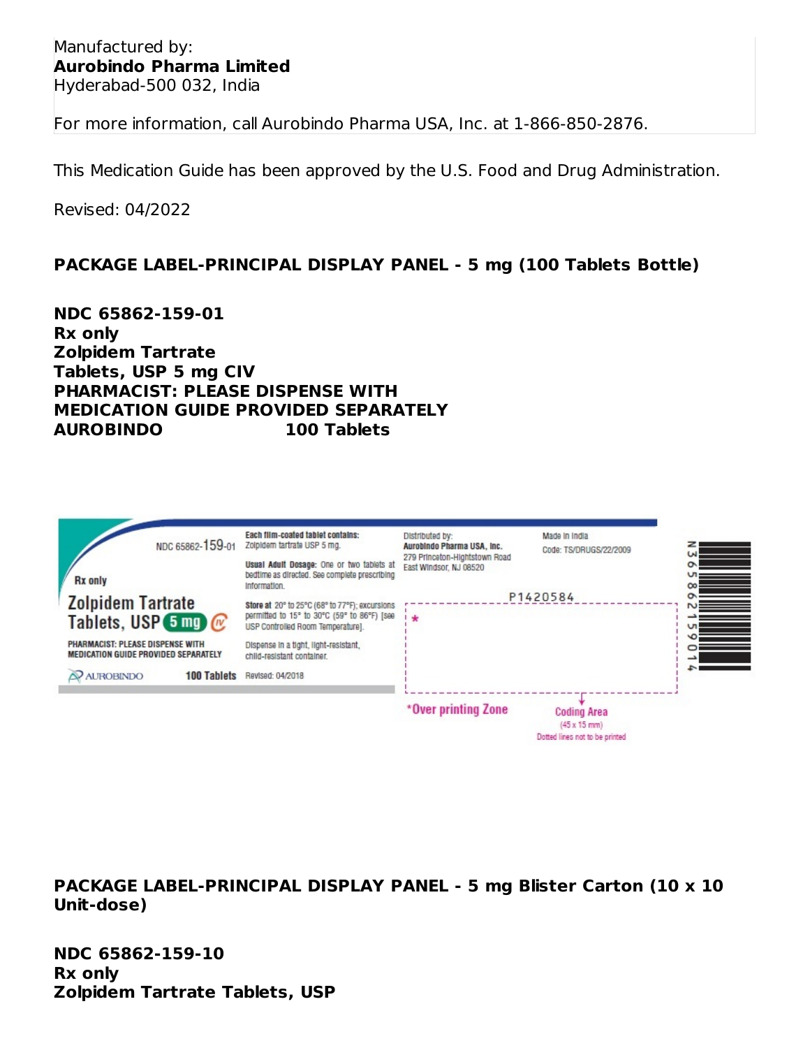Manufactured by:
**Aurobindo Pharma Limited**
Hyderabad-500 032, India

For more information, call Aurobindo Pharma USA, Inc. at 1-866-850-2876.

This Medication Guide has been approved by the U.S. Food and Drug Administration.

Revised: 04/2022

**PACKAGE LABEL-PRINCIPAL DISPLAY PANEL - 5 mg (100 Tablets Bottle)**

**NDC 65862-159-01**
**Rx only**
**Zolpidem Tartrate**
**Tablets, USP 5 mg CIV**
**PHARMACIST: PLEASE DISPENSE WITH**
**MEDICATION GUIDE PROVIDED SEPARATELY**
**AUROBINDO 100 Tablets**

NDC 65862-159-01

Rx only

Zolpidem Tartrate Tablets, USP 5 mg CIV

PHARMACIST: PLEASE DISPENSE WITH MEDICATION GUIDE PROVIDED SEPARATELY

AUROBINDO 100 Tablets

**Each film-coated tablet contains:** Zolpidem tartrate USP 5 mg.

**Usual Adult Dosage:** One or two tablets at bedtime as directed. See complete prescribing information.

**Store at** 20° to 25°C (68° to 77°F); excursions permitted to 15° to 30°C (59° to 86°F) [see USP Controlled Room Temperature].

Dispense in a tight, light-resistant, child-resistant container.

Revised: 04/2018

Distributed by:
**Aurobindo Pharma USA, Inc.**
279 Princeton-Hightstown Road
East Windsor, NJ 08520

Made in India
Code: TS/DRUGS/22/2009

P1420584

*Over printing Zone

Coding Area (45 x 15 mm)
Dotted lines not to be printed

N 3 65862 15901 4

**PACKAGE LABEL-PRINCIPAL DISPLAY PANEL - 5 mg Blister Carton (10 x 10 Unit-dose)**

**NDC 65862-159-10**
**Rx only**
**Zolpidem Tartrate Tablets, USP**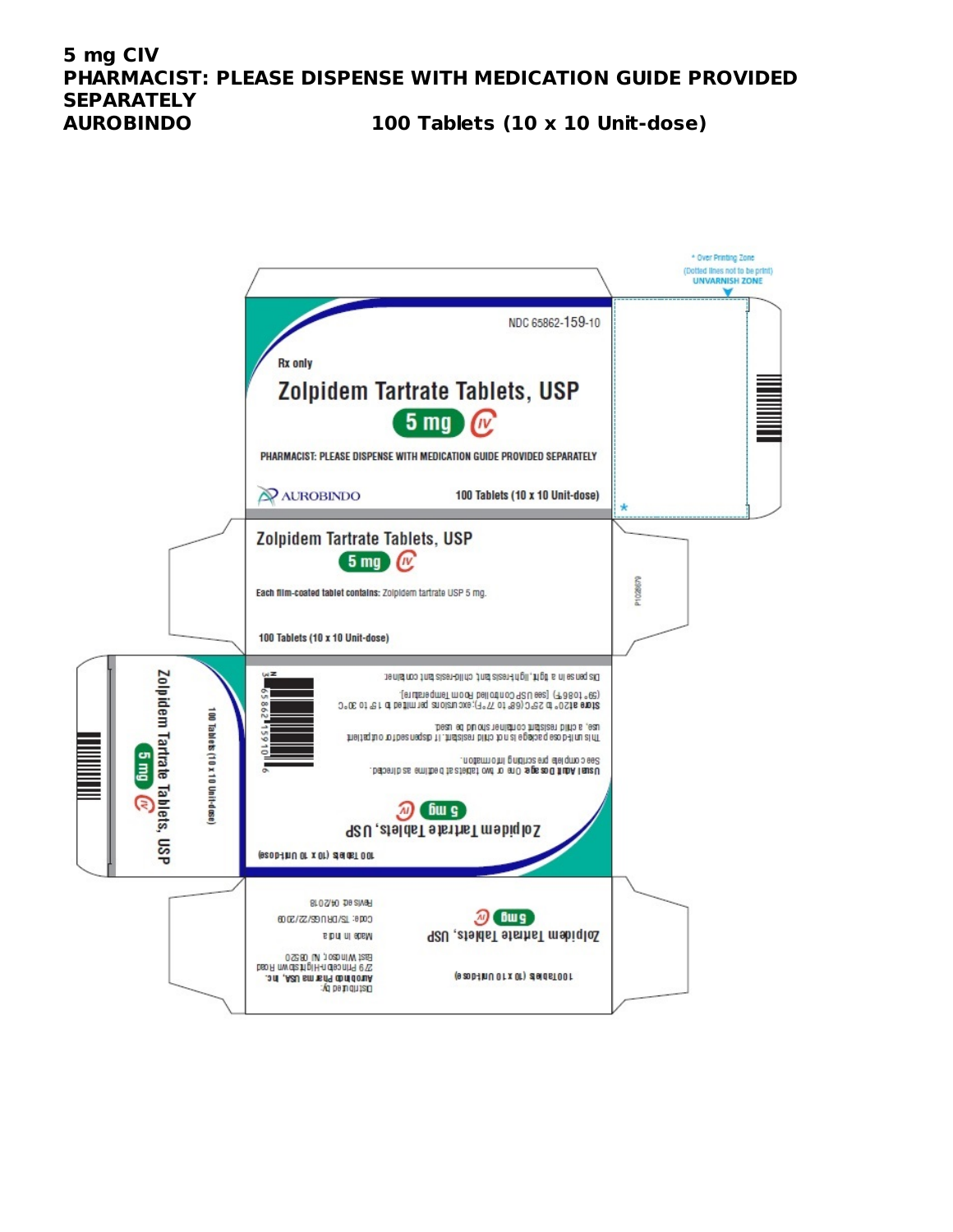**5 mg CIV**
**PHARMACIST: PLEASE DISPENSE WITH MEDICATION GUIDE PROVIDED SEPARATELY**
**AUROBINDO 100 Tablets (10 x 10 Unit-dose)**

* Over Printing Zone
(Dotted lines not to be print)
UNVARNISH ZONE

NDC 65862-159-10

Rx only

**Zolpidem Tartrate Tablets, USP**

**5 mg** CIV

PHARMACIST: PLEASE DISPENSE WITH MEDICATION GUIDE PROVIDED SEPARATELY

AUROBINDO

100 Tablets (10 x 10 Unit-dose)

**Zolpidem Tartrate Tablets, USP**

**5 mg** CIV

**Each film-coated tablet contains:** Zolpidem tartrate USP 5 mg.

100 Tablets (10 x 10 Unit-dose)

P1026679

**Zolpidem Tartrate Tablets, USP**

**5 mg** CIV

100 Tablets (10 x 10 Unit-dose)

**Usual Adult Dosage:** One or two tablets at bedtime as directed.
See complete prescribing information.

This unit-dose package is not child resistant. If dispensed for outpatient use, a child resistant container should be used.

**Store** at 20° to 25°C (68° to 77°F); excursions permitted to 15° to 30°C (59° to 86°F) [see USP Controlled Room Temperature].

Dispense in a tight, light-resistant, child-resistant container.

N 3 65862-159-10 6

**Zolpidem Tartrate Tablets, USP**

**5 mg** CIV

100 Tablets (10 x 10 Unit-dose)

Distributed by:
Aurobindo Pharma USA, Inc.
279 Princeton-Hightstown Road
East Windsor, NJ 08520

Made in India

Code: TS/DRUGS/22/2009

Revised: 04/2018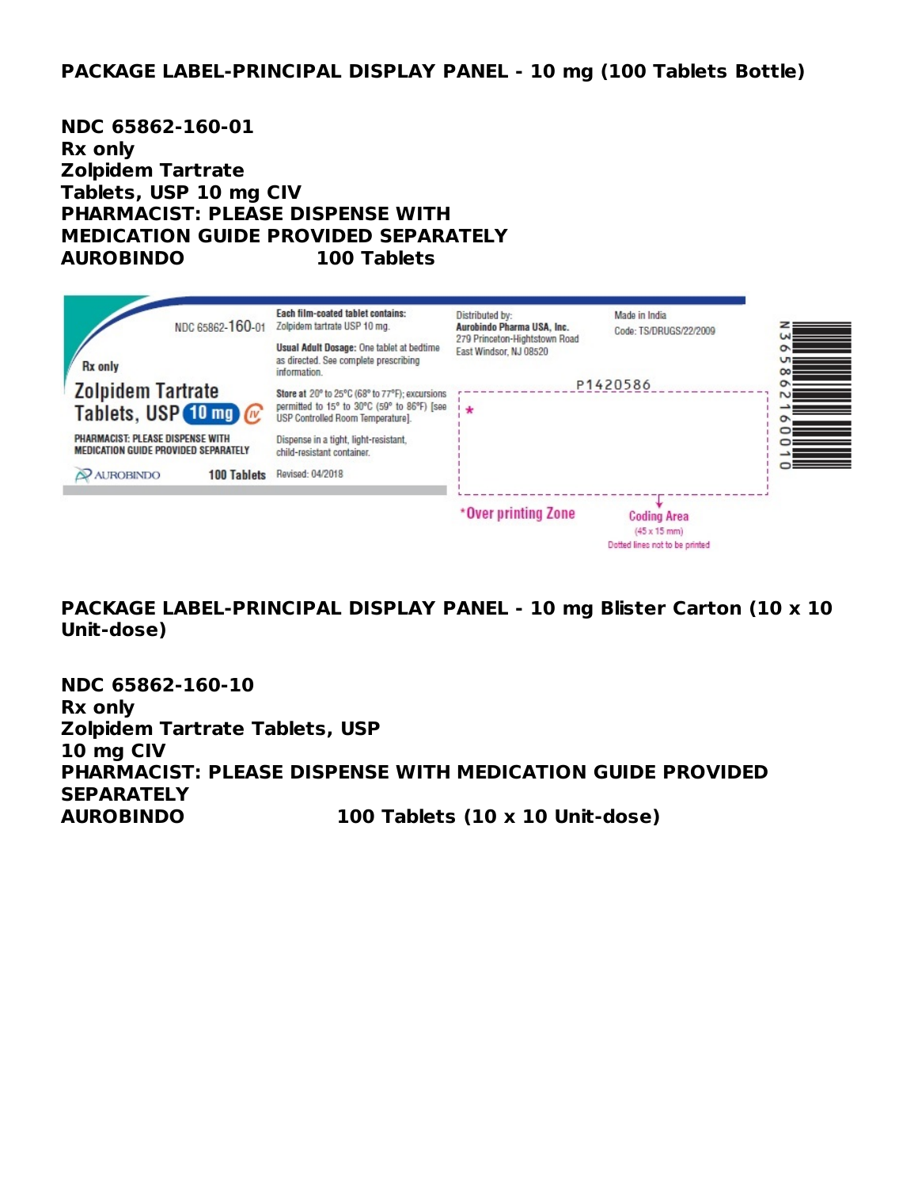## PACKAGE LABEL-PRINCIPAL DISPLAY PANEL - 10 mg (100 Tablets Bottle)

**NDC 65862-160-01**
**Rx only**
**Zolpidem Tartrate**
**Tablets, USP 10 mg CIV**
**PHARMACIST: PLEASE DISPENSE WITH**
**MEDICATION GUIDE PROVIDED SEPARATELY**
**AUROBINDO 100 Tablets**

NDC 65862-160-01

Rx only

Zolpidem Tartrate
Tablets, USP 10 mg CIV

PHARMACIST: PLEASE DISPENSE WITH MEDICATION GUIDE PROVIDED SEPARATELY

AUROBINDO 100 Tablets

**Each film-coated tablet contains:** Zolpidem tartrate USP 10 mg.

**Usual Adult Dosage:** One tablet at bedtime as directed. See complete prescribing information.

**Store** at 20° to 25°C (68° to 77°F); excursions permitted to 15° to 30°C (59° to 86°F) [see USP Controlled Room Temperature].

Dispense in a tight, light-resistant, child-resistant container.

Revised: 04/2018

Distributed by:
**Aurobindo Pharma USA, Inc.**
279 Princeton-Hightstown Road
East Windsor, NJ 08520

Made in India
Code: TS/DRUGS/22/2009

P1420586

*Over printing Zone

Coding Area
(45 x 15 mm)
Dotted lines not to be printed

N 3 65862 16001 0

## PACKAGE LABEL-PRINCIPAL DISPLAY PANEL - 10 mg Blister Carton (10 x 10 Unit-dose)

**NDC 65862-160-10**
**Rx only**
**Zolpidem Tartrate Tablets, USP**
**10 mg CIV**
**PHARMACIST: PLEASE DISPENSE WITH MEDICATION GUIDE PROVIDED SEPARATELY**
**AUROBINDO 100 Tablets (10 x 10 Unit-dose)**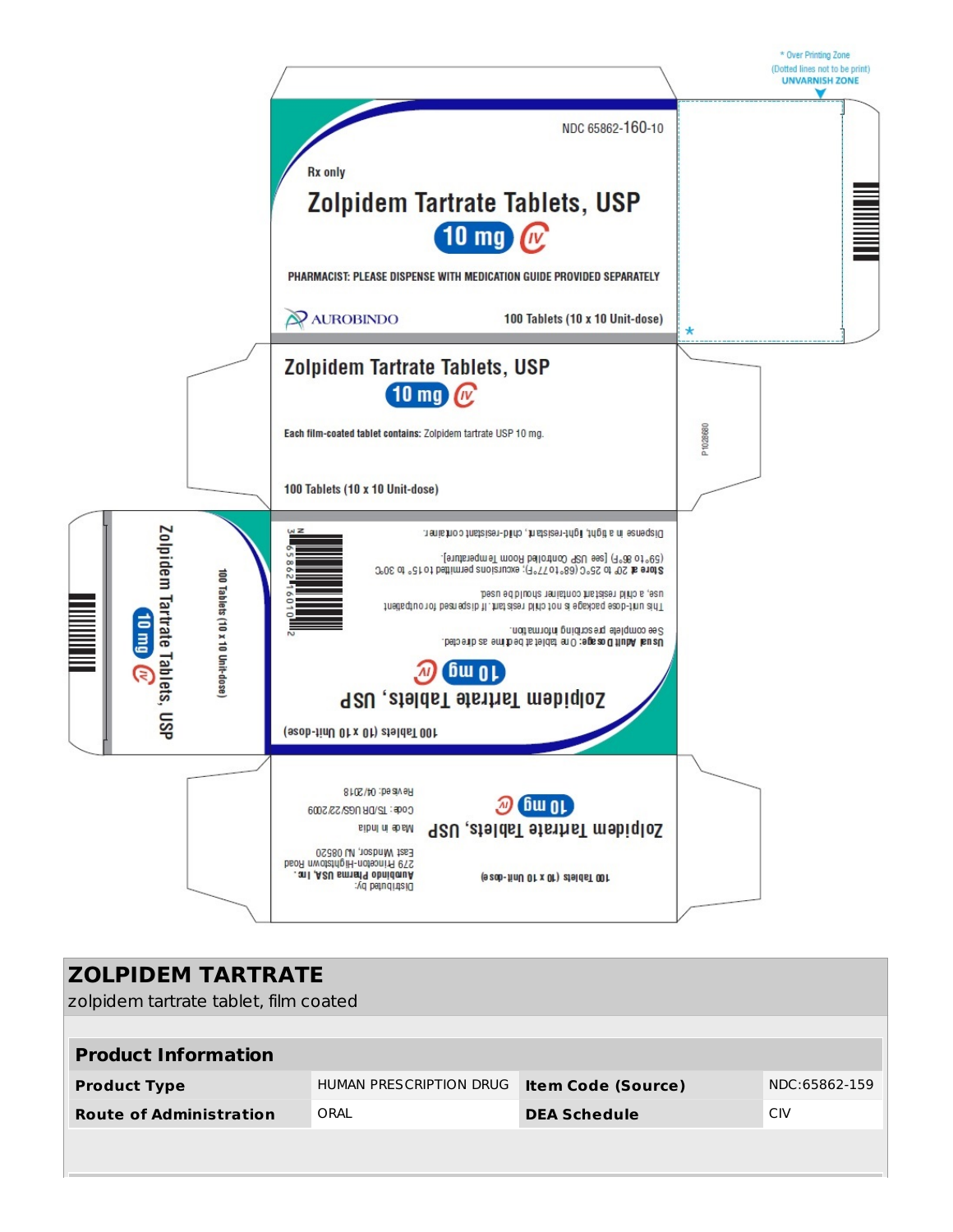\* Over Printing Zone
(Dotted lines not to be print)
UNVARNISH ZONE

NDC 65862-160-10

Rx only

# Zolpidem Tartrate Tablets, USP

10 mg CIV

PHARMACIST: PLEASE DISPENSE WITH MEDICATION GUIDE PROVIDED SEPARATELY

AUROBINDO

100 Tablets (10 x 10 Unit-dose)

## Zolpidem Tartrate Tablets, USP

10 mg CIV

**Each film-coated tablet contains:** Zolpidem tartrate USP 10 mg.

100 Tablets (10 x 10 Unit-dose)

P1028680

Zolpidem Tartrate Tablets, USP

10 mg CIV

100 Tablets (10 x 10 Unit-dose)

## Zolpidem Tartrate Tablets, USP

10 mg CIV

100 Tablets (10 x 10 Unit-dose)

**Usual Adult Dosage:** One tablet at bedtime as directed.

See complete prescribing information.

This unit-dose package is not child resistant. If dispensed for outpatient use, a child resistant container should be used.

**Store at** 20° to 25°C (68° to 77°F); excursions permitted to 15° to 30°C (59° to 86°F) [see USP Controlled Room Temperature].

Dispense in a tight, light-resistant, child-resistant container.

N 3 65862-16010 2

Zolpidem Tartrate Tablets, USP

10 mg CIV

100 Tablets (10 x 10 Unit-dose)

Distributed by:
**Aurobindo Pharma USA, Inc.**
279 Princeton-Hightstown Road
East Windsor, NJ 08520

Made in India

Code: TS/DRUGS/22/2009

Revised: 04/2018

## ZOLPIDEM TARTRATE

zolpidem tartrate tablet, film coated

| **Product Information** | | | |
|---|---|---|---|
| **Product Type** | HUMAN PRESCRIPTION DRUG | **Item Code (Source)** | NDC:65862-159 |
| **Route of Administration** | ORAL | **DEA Schedule** | CIV |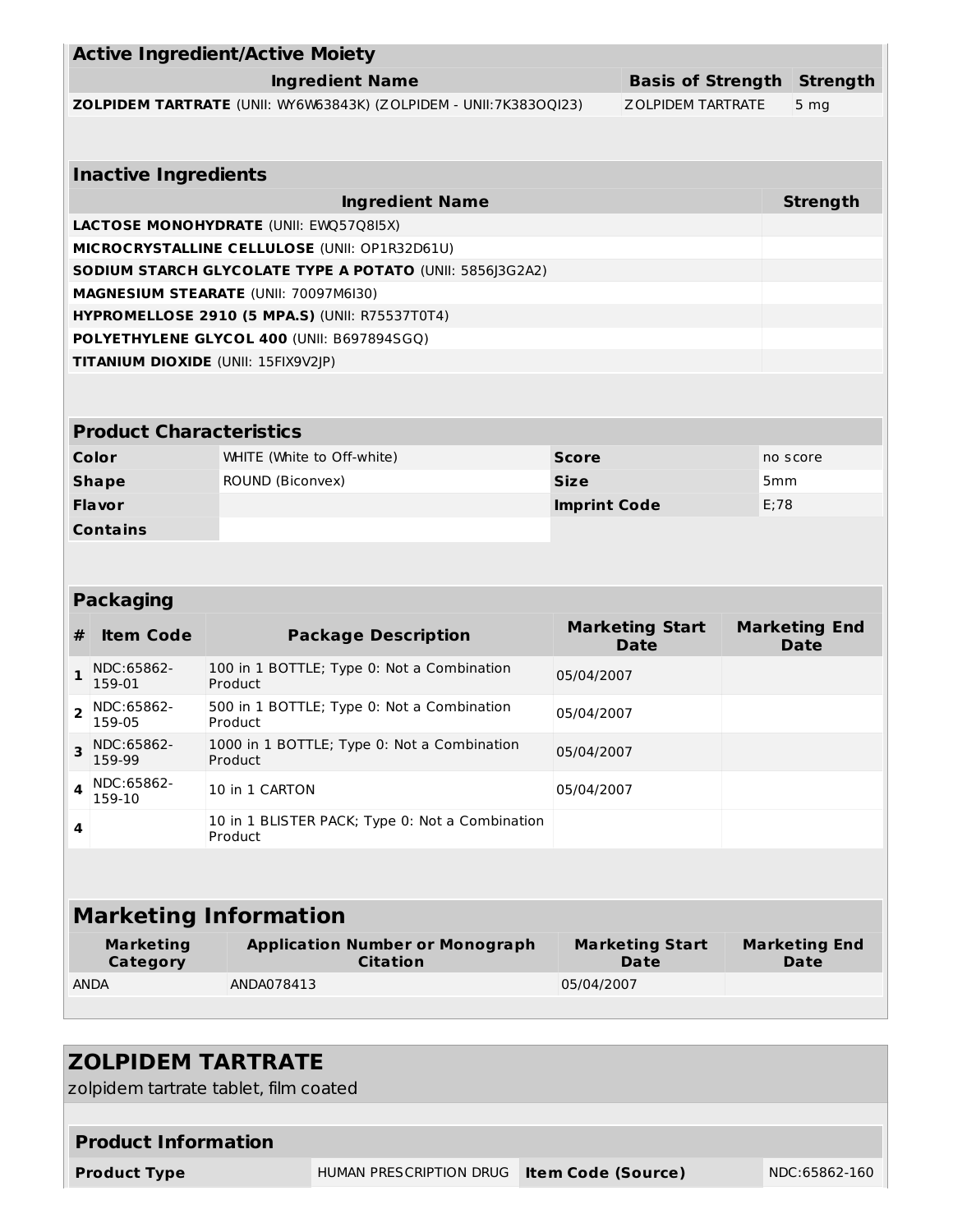| Active Ingredient/Active Moiety | | |
|---|---|---|
| **Ingredient Name** | **Basis of Strength** | **Strength** |
| **ZOLPIDEM TARTRATE** (UNII: WY6W63843K) (ZOLPIDEM - UNII:7K383OQI23) | ZOLPIDEM TARTRATE | 5 mg |

| Inactive Ingredients | |
|---|---|
| **Ingredient Name** | **Strength** |
| **LACTOSE MONOHYDRATE** (UNII: EWQ57Q8I5X) | |
| **MICROCRYSTALLINE CELLULOSE** (UNII: OP1R32D61U) | |
| **SODIUM STARCH GLYCOLATE TYPE A POTATO** (UNII: 5856J3G2A2) | |
| **MAGNESIUM STEARATE** (UNII: 70097M6I30) | |
| **HYPROMELLOSE 2910 (5 MPA.S)** (UNII: R75537T0T4) | |
| **POLYETHYLENE GLYCOL 400** (UNII: B697894SGQ) | |
| **TITANIUM DIOXIDE** (UNII: 15FIX9V2JP) | |

| Product Characteristics | | | |
|---|---|---|---|
| **Color** | WHITE (White to Off-white) | **Score** | no score |
| **Shape** | ROUND (Biconvex) | **Size** | 5mm |
| **Flavor** | | **Imprint Code** | E;78 |
| **Contains** | | | |

| Packaging | | | | |
|---|---|---|---|---|
| **#** | **Item Code** | **Package Description** | **Marketing Start Date** | **Marketing End Date** |
| **1** | NDC:65862-159-01 | 100 in 1 BOTTLE; Type 0: Not a Combination Product | 05/04/2007 | |
| **2** | NDC:65862-159-05 | 500 in 1 BOTTLE; Type 0: Not a Combination Product | 05/04/2007 | |
| **3** | NDC:65862-159-99 | 1000 in 1 BOTTLE; Type 0: Not a Combination Product | 05/04/2007 | |
| **4** | NDC:65862-159-10 | 10 in 1 CARTON | 05/04/2007 | |
| **4** | | 10 in 1 BLISTER PACK; Type 0: Not a Combination Product | | |

| Marketing Information | | | |
|---|---|---|---|
| **Marketing Category** | **Application Number or Monograph Citation** | **Marketing Start Date** | **Marketing End Date** |
| ANDA | ANDA078413 | 05/04/2007 | |

## ZOLPIDEM TARTRATE

zolpidem tartrate tablet, film coated

| Product Information | | | |
|---|---|---|---|
| **Product Type** | HUMAN PRESCRIPTION DRUG | **Item Code (Source)** | NDC:65862-160 |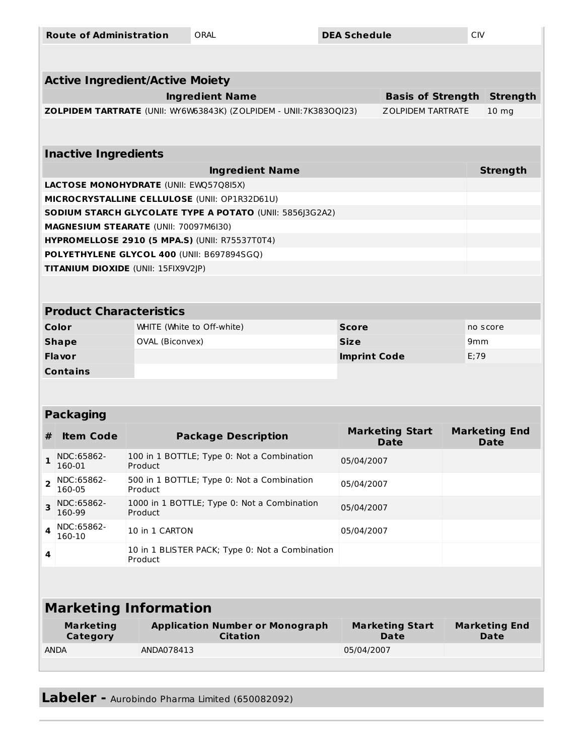| Route of Administration | ORAL | DEA Schedule | CIV |
|---|---|---|---|

## Active Ingredient/Active Moiety

| Ingredient Name | Basis of Strength | Strength |
|---|---|---|
| **ZOLPIDEM TARTRATE** (UNII: WY6W63843K) (ZOLPIDEM - UNII:7K383OQI23) | ZOLPIDEM TARTRATE | 10 mg |

## Inactive Ingredients

| Ingredient Name | Strength |
|---|---|
| **LACTOSE MONOHYDRATE** (UNII: EWQ57Q8I5X) | |
| **MICROCRYSTALLINE CELLULOSE** (UNII: OP1R32D61U) | |
| **SODIUM STARCH GLYCOLATE TYPE A POTATO** (UNII: 5856J3G2A2) | |
| **MAGNESIUM STEARATE** (UNII: 70097M6I30) | |
| **HYPROMELLOSE 2910 (5 MPA.S)** (UNII: R75537T0T4) | |
| **POLYETHYLENE GLYCOL 400** (UNII: B697894SGQ) | |
| **TITANIUM DIOXIDE** (UNII: 15FIX9V2JP) | |

## Product Characteristics

| | | | |
|---|---|---|---|
| **Color** | WHITE (White to Off-white) | **Score** | no score |
| **Shape** | OVAL (Biconvex) | **Size** | 9mm |
| **Flavor** | | **Imprint Code** | E;79 |
| **Contains** | | | |

## Packaging

| # | Item Code | Package Description | Marketing Start Date | Marketing End Date |
|---|---|---|---|---|
| 1 | NDC:65862-160-01 | 100 in 1 BOTTLE; Type 0: Not a Combination Product | 05/04/2007 | |
| 2 | NDC:65862-160-05 | 500 in 1 BOTTLE; Type 0: Not a Combination Product | 05/04/2007 | |
| 3 | NDC:65862-160-99 | 1000 in 1 BOTTLE; Type 0: Not a Combination Product | 05/04/2007 | |
| 4 | NDC:65862-160-10 | 10 in 1 CARTON | 05/04/2007 | |
| 4 | | 10 in 1 BLISTER PACK; Type 0: Not a Combination Product | | |

## Marketing Information

| Marketing Category | Application Number or Monograph Citation | Marketing Start Date | Marketing End Date |
|---|---|---|---|
| ANDA | ANDA078413 | 05/04/2007 | |

**Labeler -** Aurobindo Pharma Limited (650082092)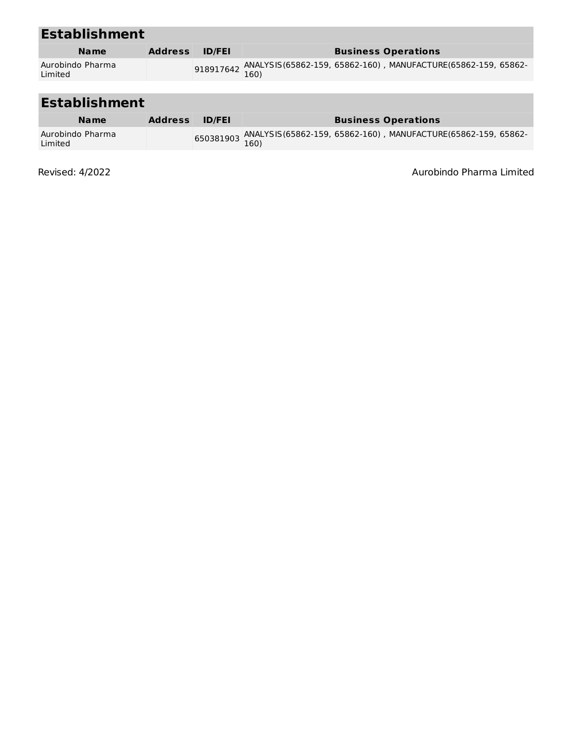## Establishment

| Name | Address | ID/FEI | Business Operations |
|---|---|---|---|
| Aurobindo Pharma Limited | | 918917642 | ANALYSIS(65862-159, 65862-160) , MANUFACTURE(65862-159, 65862-160) |

## Establishment

| Name | Address | ID/FEI | Business Operations |
|---|---|---|---|
| Aurobindo Pharma Limited | | 650381903 | ANALYSIS(65862-159, 65862-160) , MANUFACTURE(65862-159, 65862-160) |

Revised: 4/2022

Aurobindo Pharma Limited